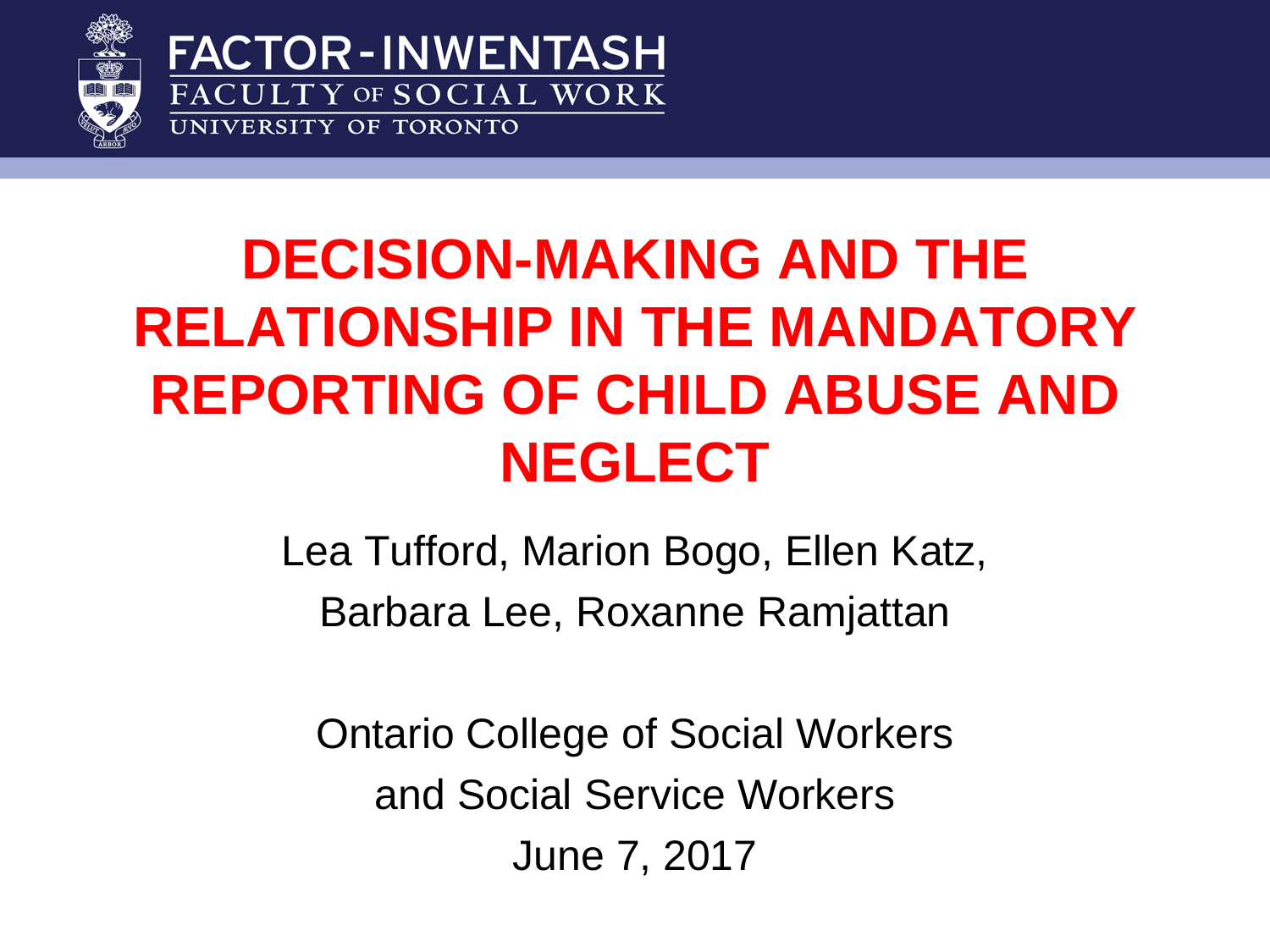FACTOR-INWENTASH
FACULTY OF SOCIAL WORK
UNIVERSITY OF TORONTO

# DECISION-MAKING AND THE RELATIONSHIP IN THE MANDATORY REPORTING OF CHILD ABUSE AND NEGLECT

Lea Tufford, Marion Bogo, Ellen Katz,
Barbara Lee, Roxanne Ramjattan

Ontario College of Social Workers
and Social Service Workers
June 7, 2017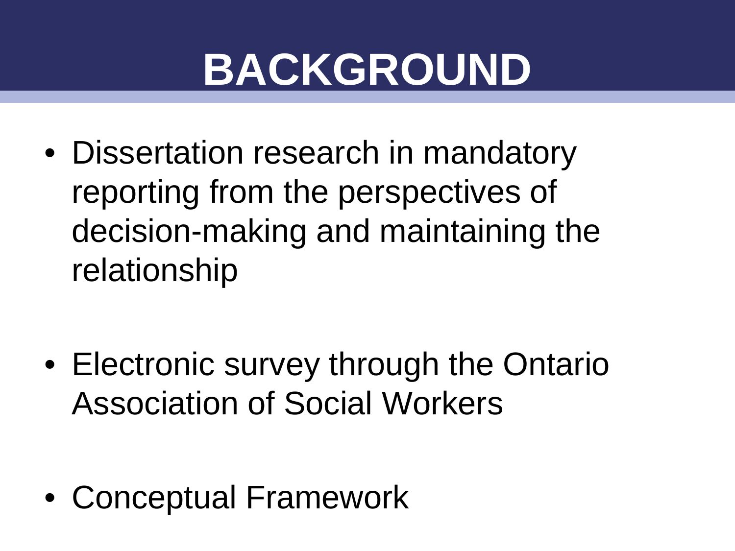# BACKGROUND

- Dissertation research in mandatory reporting from the perspectives of decision-making and maintaining the relationship

- Electronic survey through the Ontario Association of Social Workers

- Conceptual Framework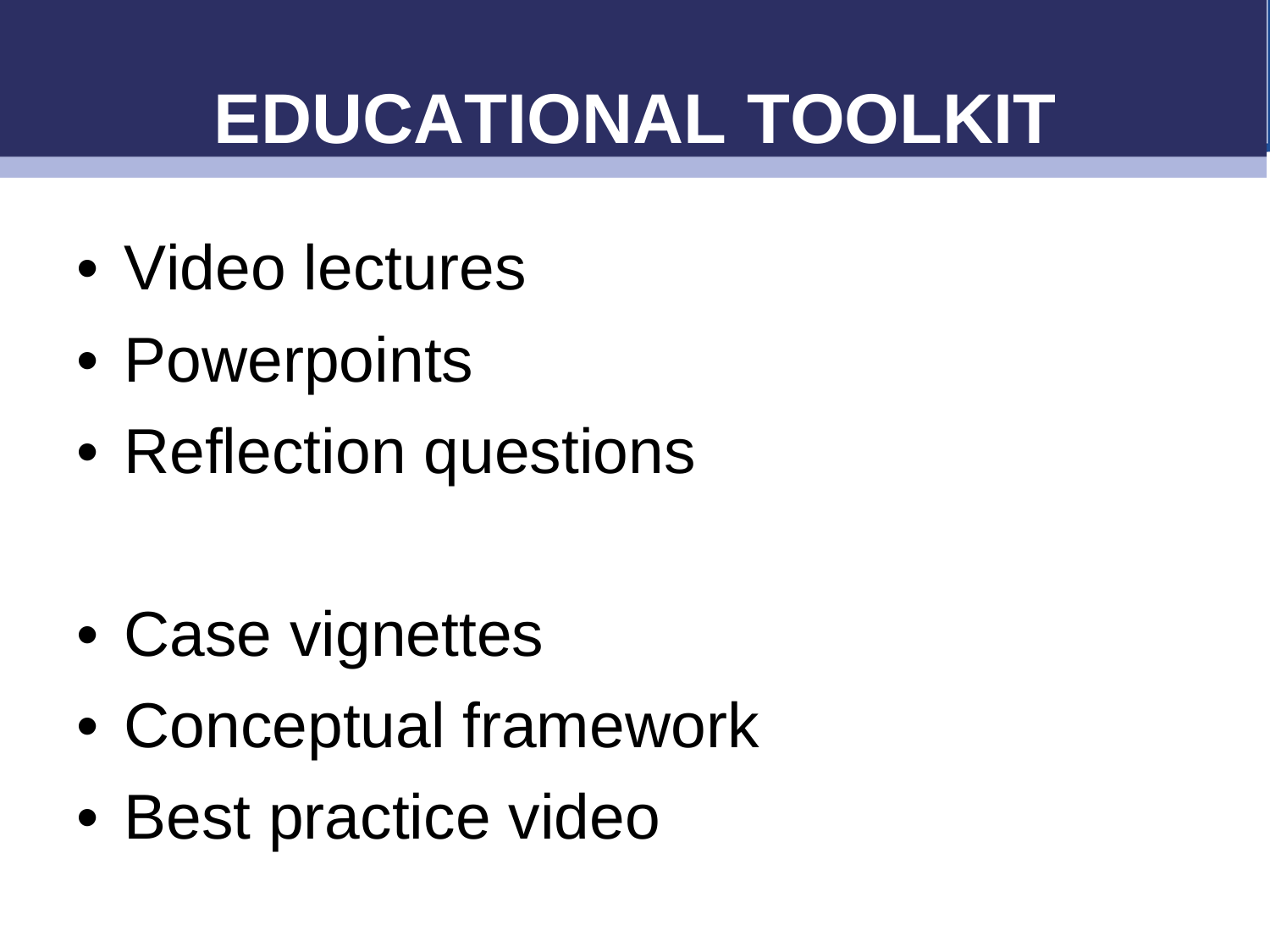# EDUCATIONAL TOOLKIT

- Video lectures
- Powerpoints
- Reflection questions

- Case vignettes
- Conceptual framework
- Best practice video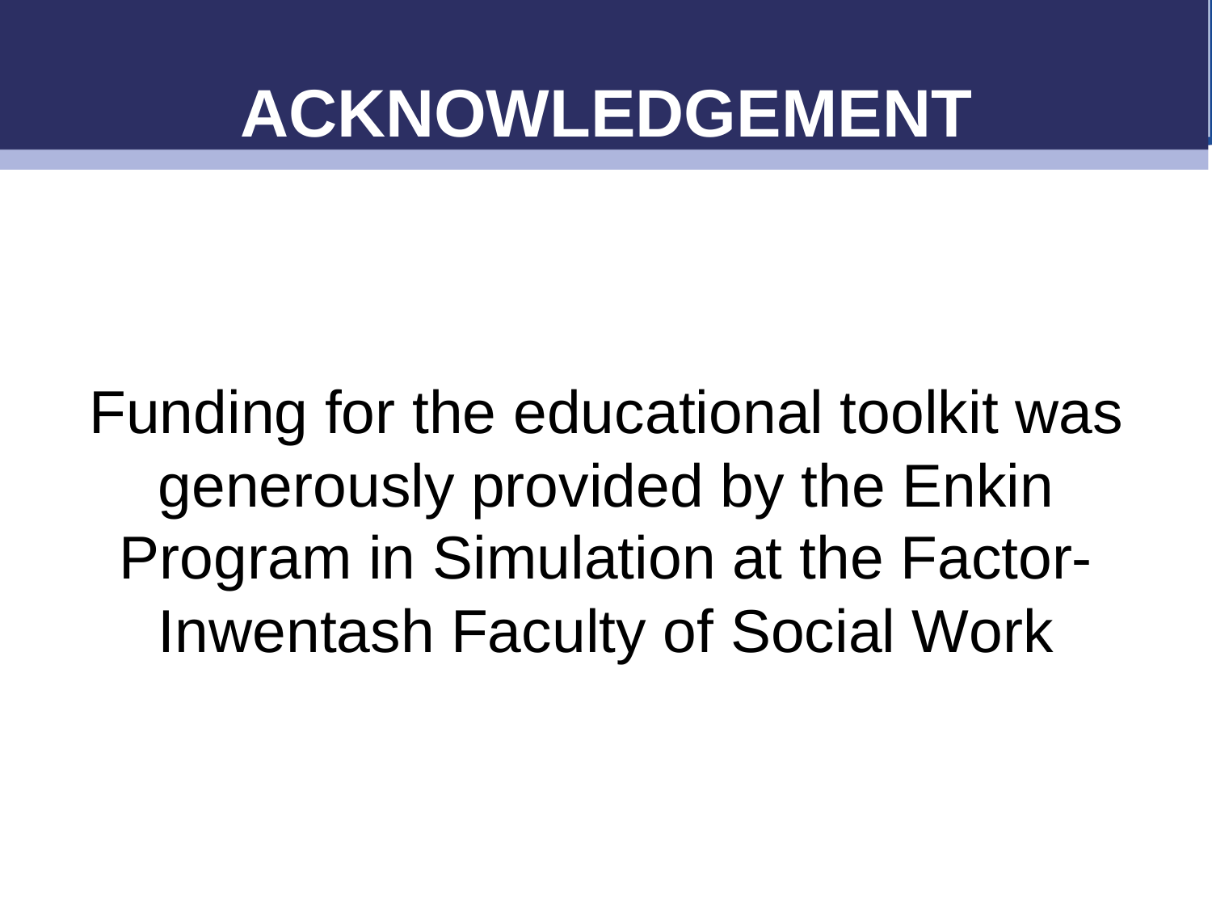# ACKNOWLEDGEMENT

Funding for the educational toolkit was generously provided by the Enkin Program in Simulation at the Factor-Inwentash Faculty of Social Work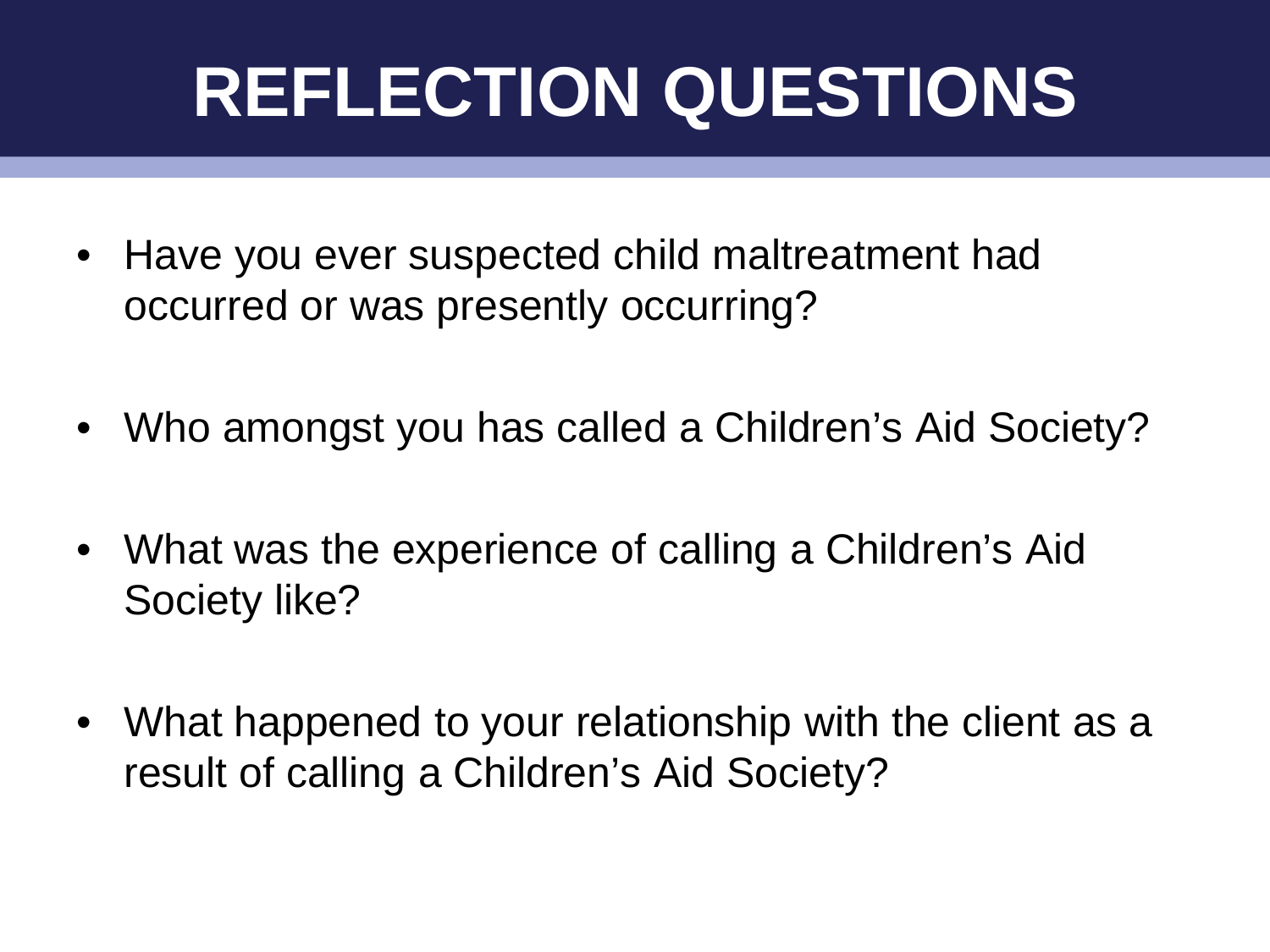# REFLECTION QUESTIONS

- Have you ever suspected child maltreatment had occurred or was presently occurring?
- Who amongst you has called a Children's Aid Society?
- What was the experience of calling a Children's Aid Society like?
- What happened to your relationship with the client as a result of calling a Children's Aid Society?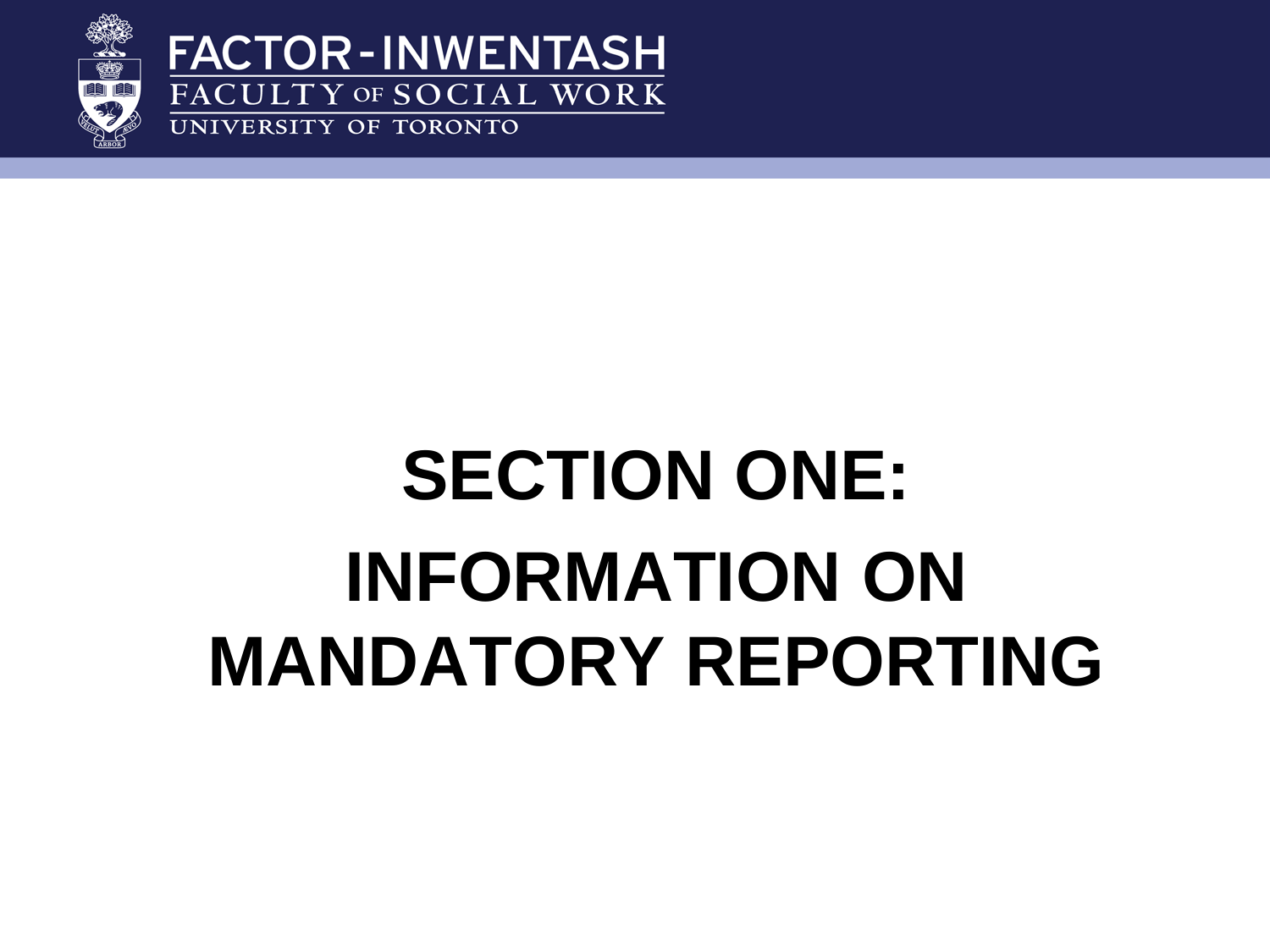# SECTION ONE:

# INFORMATION ON MANDATORY REPORTING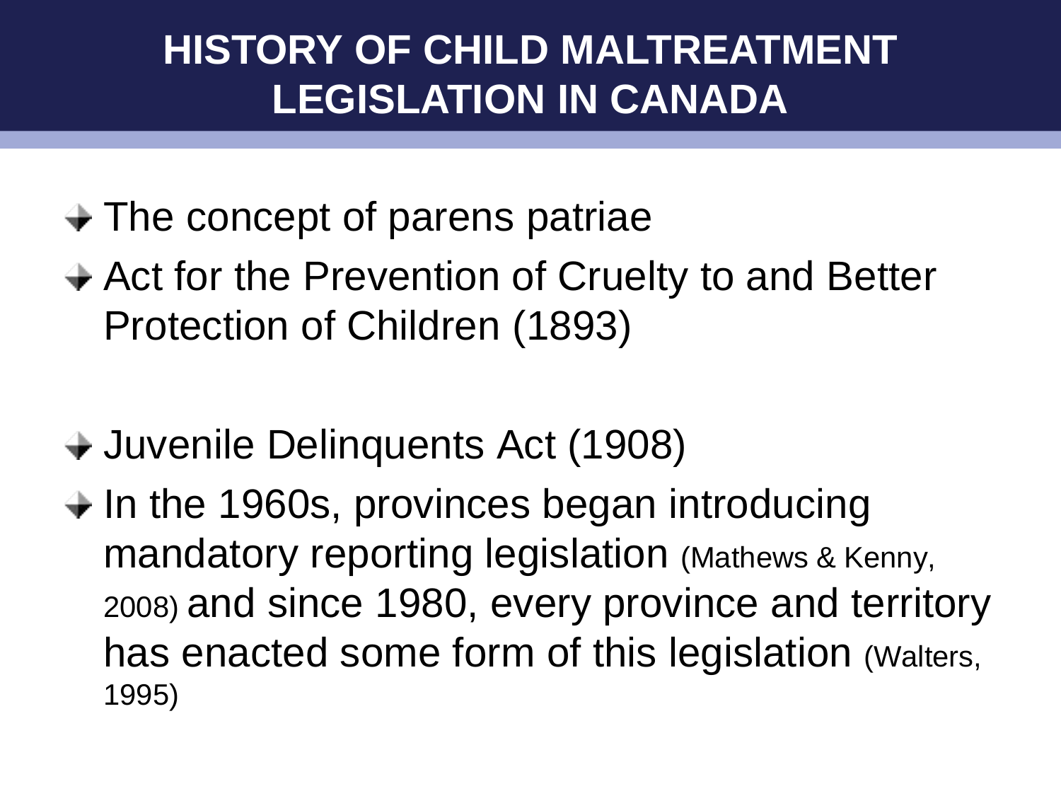# HISTORY OF CHILD MALTREATMENT LEGISLATION IN CANADA

- The concept of parens patriae
- Act for the Prevention of Cruelty to and Better Protection of Children (1893)
- Juvenile Delinquents Act (1908)
- In the 1960s, provinces began introducing mandatory reporting legislation (Mathews & Kenny, 2008) and since 1980, every province and territory has enacted some form of this legislation (Walters, 1995)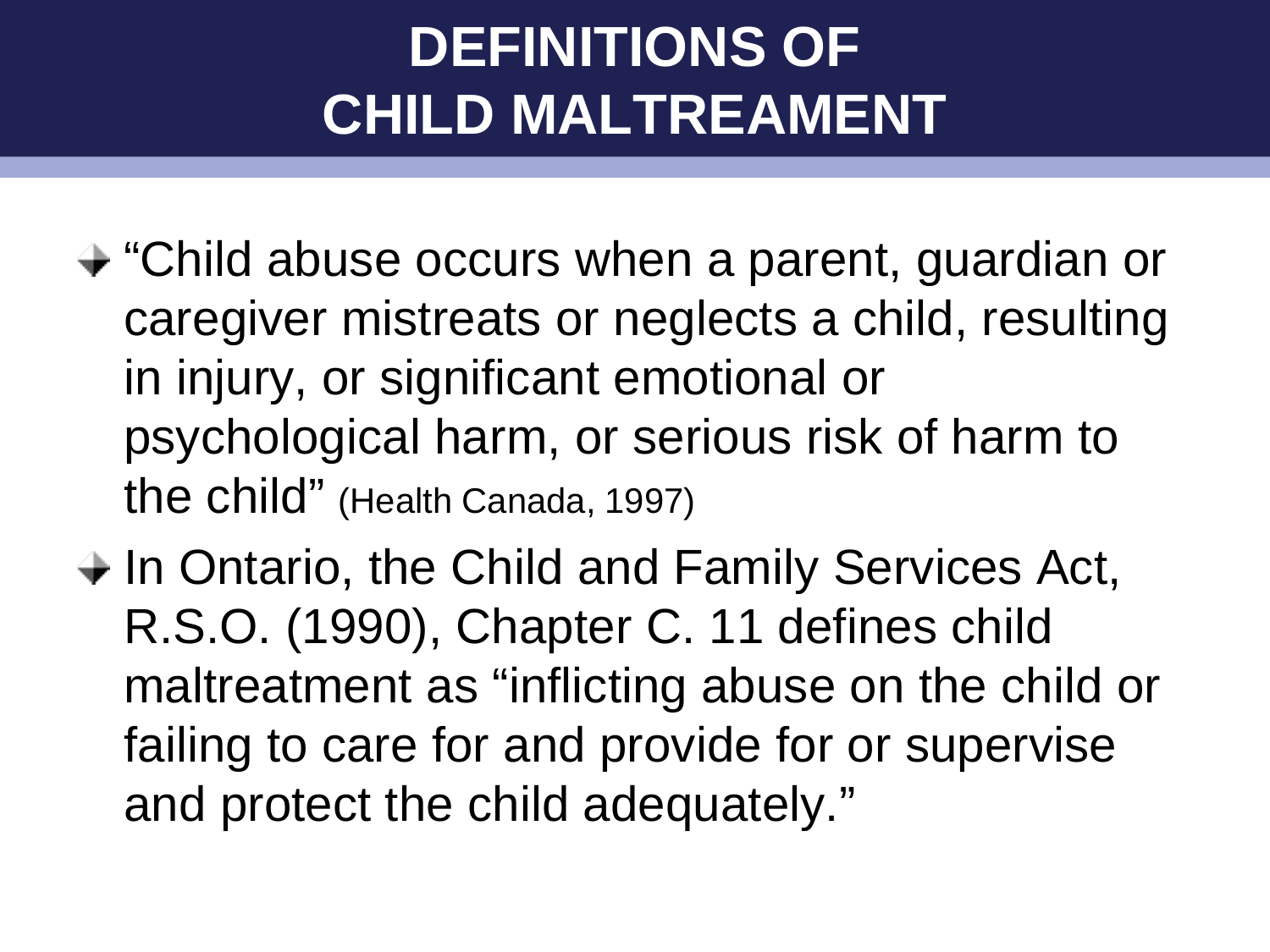# DEFINITIONS OF CHILD MALTREAMENT

- "Child abuse occurs when a parent, guardian or caregiver mistreats or neglects a child, resulting in injury, or significant emotional or psychological harm, or serious risk of harm to the child" (Health Canada, 1997)
- In Ontario, the Child and Family Services Act, R.S.O. (1990), Chapter C. 11 defines child maltreatment as "inflicting abuse on the child or failing to care for and provide for or supervise and protect the child adequately."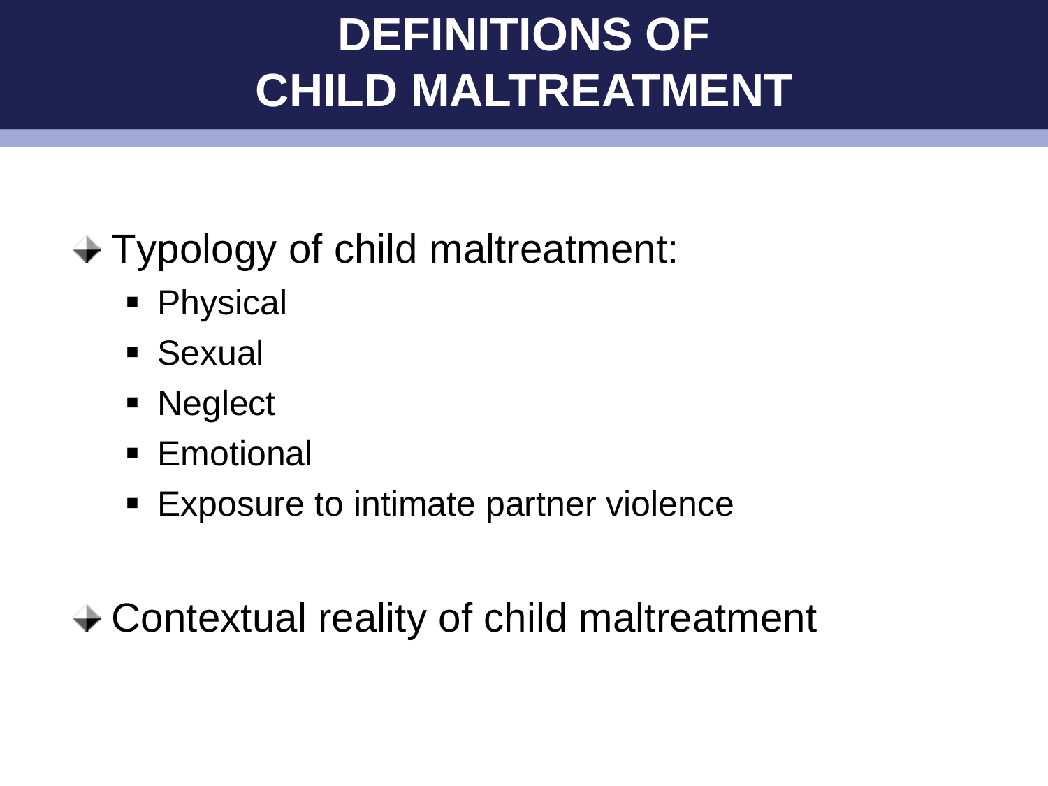# DEFINITIONS OF CHILD MALTREATMENT

- Typology of child maltreatment:
  - Physical
  - Sexual
  - Neglect
  - Emotional
  - Exposure to intimate partner violence
- Contextual reality of child maltreatment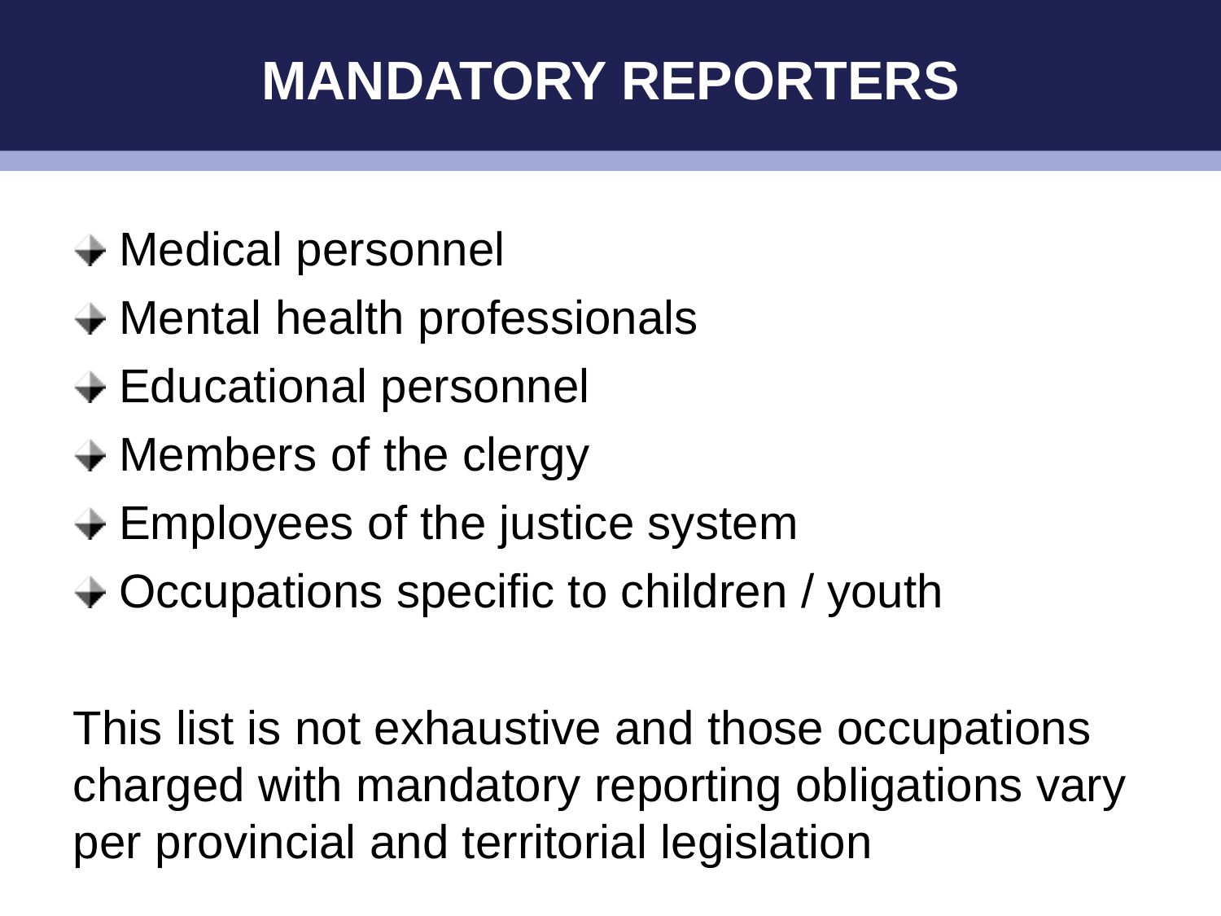# MANDATORY REPORTERS

- Medical personnel
- Mental health professionals
- Educational personnel
- Members of the clergy
- Employees of the justice system
- Occupations specific to children / youth

This list is not exhaustive and those occupations charged with mandatory reporting obligations vary per provincial and territorial legislation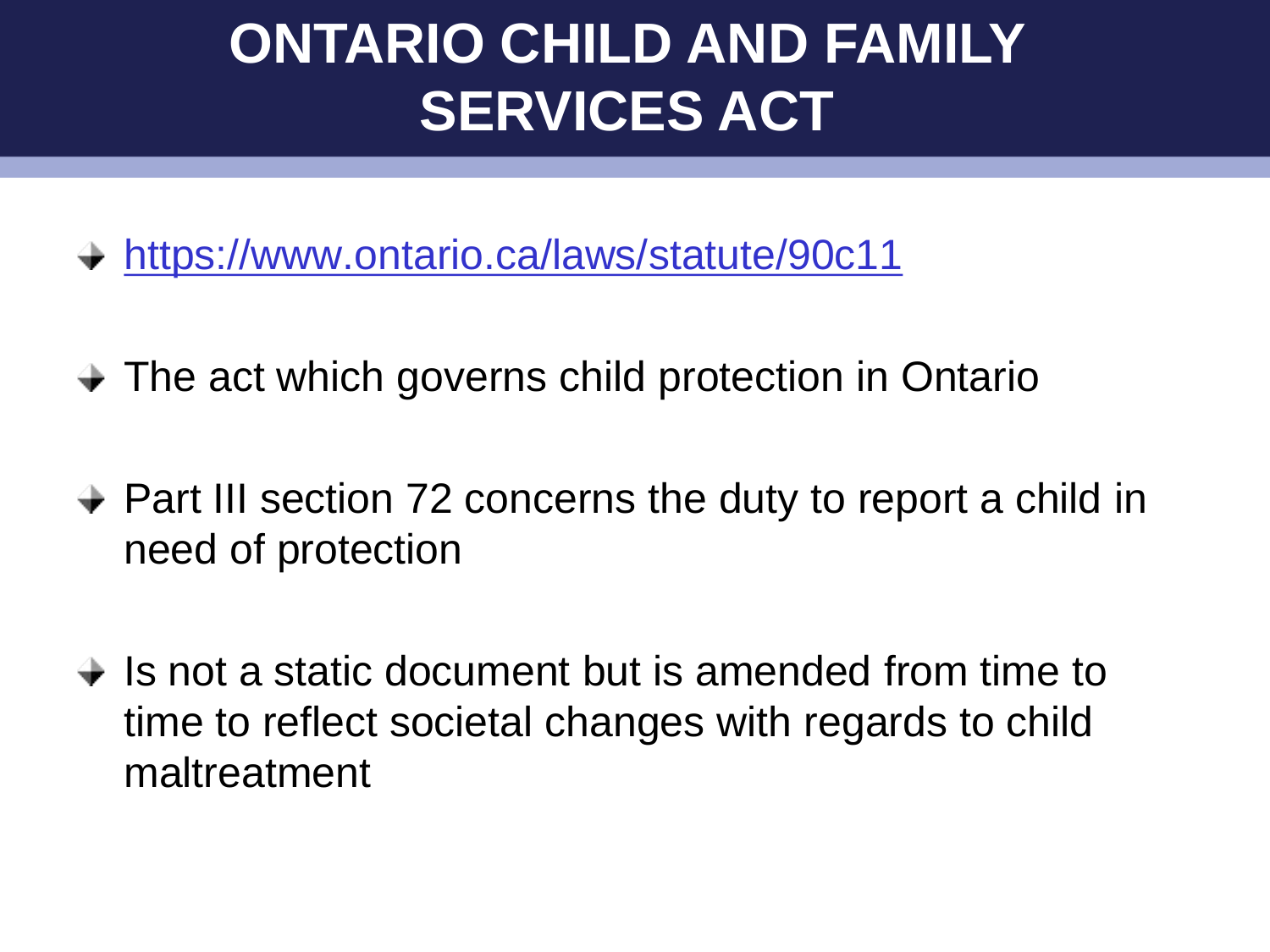# ONTARIO CHILD AND FAMILY SERVICES ACT

- https://www.ontario.ca/laws/statute/90c11
- The act which governs child protection in Ontario
- Part III section 72 concerns the duty to report a child in need of protection
- Is not a static document but is amended from time to time to reflect societal changes with regards to child maltreatment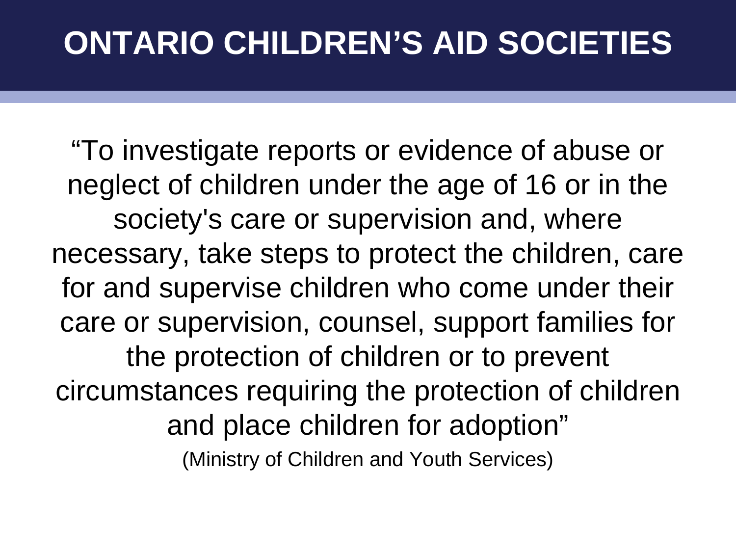# ONTARIO CHILDREN'S AID SOCIETIES

"To investigate reports or evidence of abuse or neglect of children under the age of 16 or in the society's care or supervision and, where necessary, take steps to protect the children, care for and supervise children who come under their care or supervision, counsel, support families for the protection of children or to prevent circumstances requiring the protection of children and place children for adoption"

(Ministry of Children and Youth Services)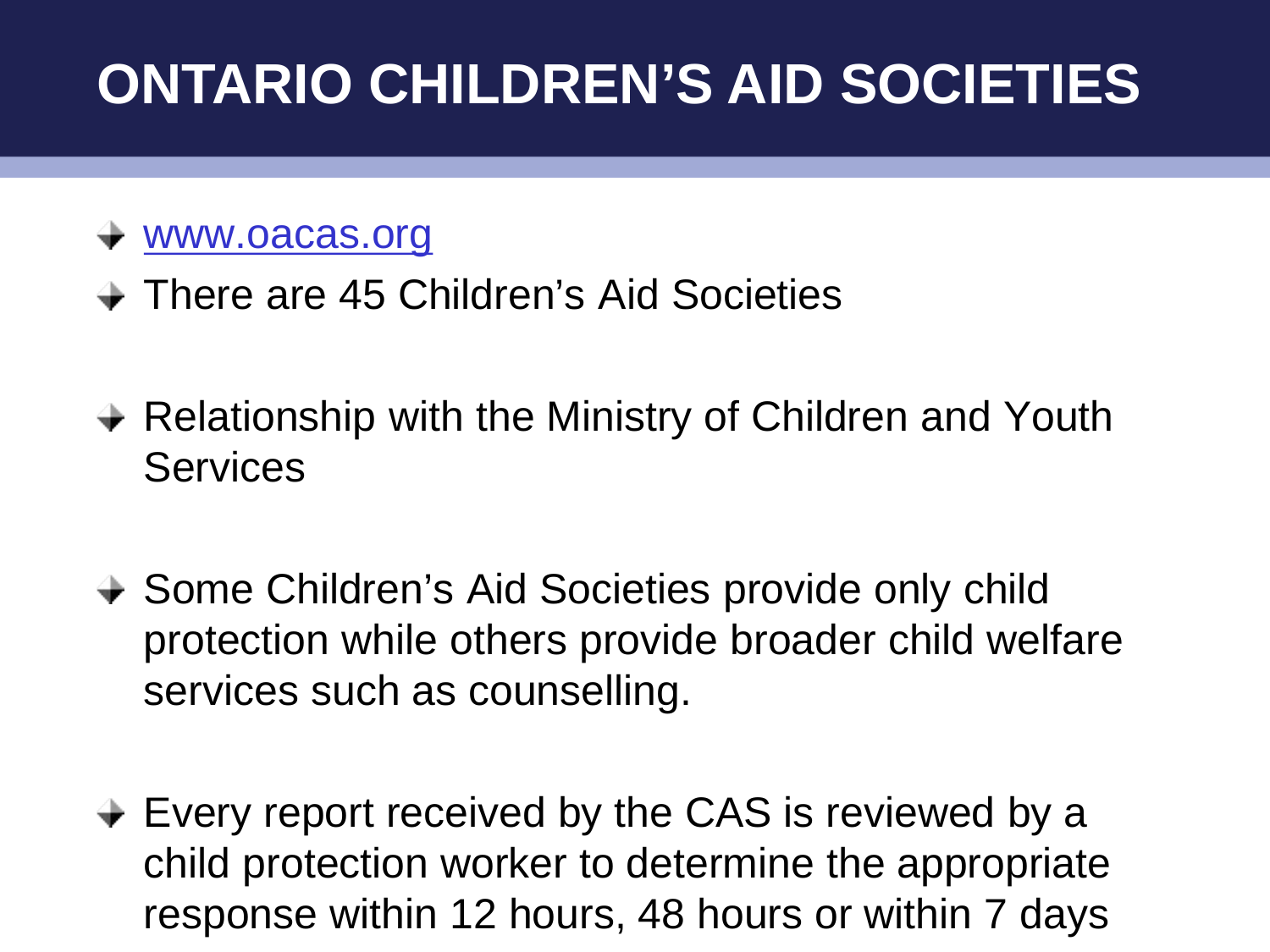# ONTARIO CHILDREN'S AID SOCIETIES

- [www.oacas.org](http://www.oacas.org)
- There are 45 Children's Aid Societies
- Relationship with the Ministry of Children and Youth Services
- Some Children's Aid Societies provide only child protection while others provide broader child welfare services such as counselling.
- Every report received by the CAS is reviewed by a child protection worker to determine the appropriate response within 12 hours, 48 hours or within 7 days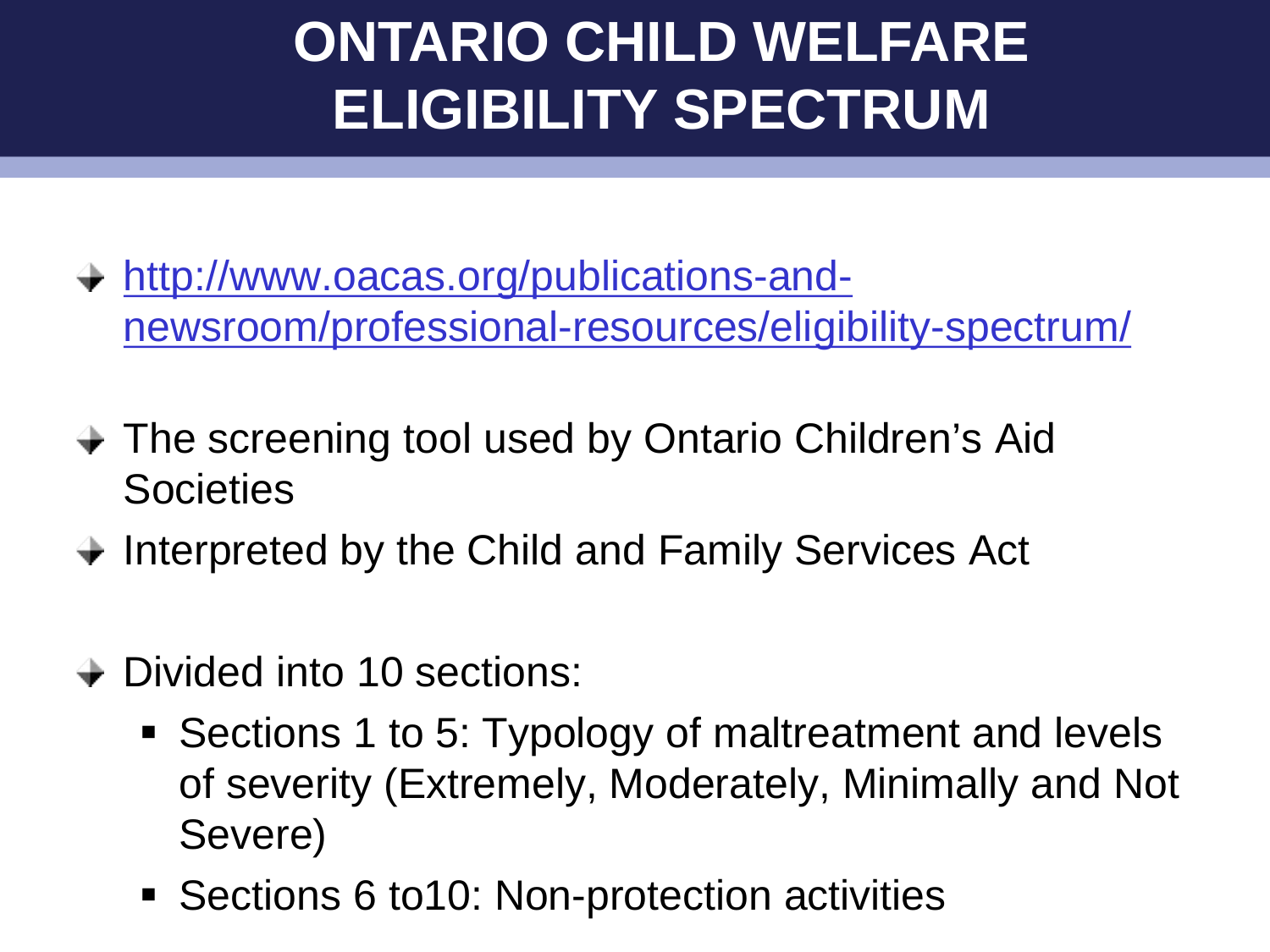# ONTARIO CHILD WELFARE ELIGIBILITY SPECTRUM

- [http://www.oacas.org/publications-and-newsroom/professional-resources/eligibility-spectrum/](http://www.oacas.org/publications-and-newsroom/professional-resources/eligibility-spectrum/)

- The screening tool used by Ontario Children's Aid Societies
- Interpreted by the Child and Family Services Act

- Divided into 10 sections:
  - Sections 1 to 5: Typology of maltreatment and levels of severity (Extremely, Moderately, Minimally and Not Severe)
  - Sections 6 to10: Non-protection activities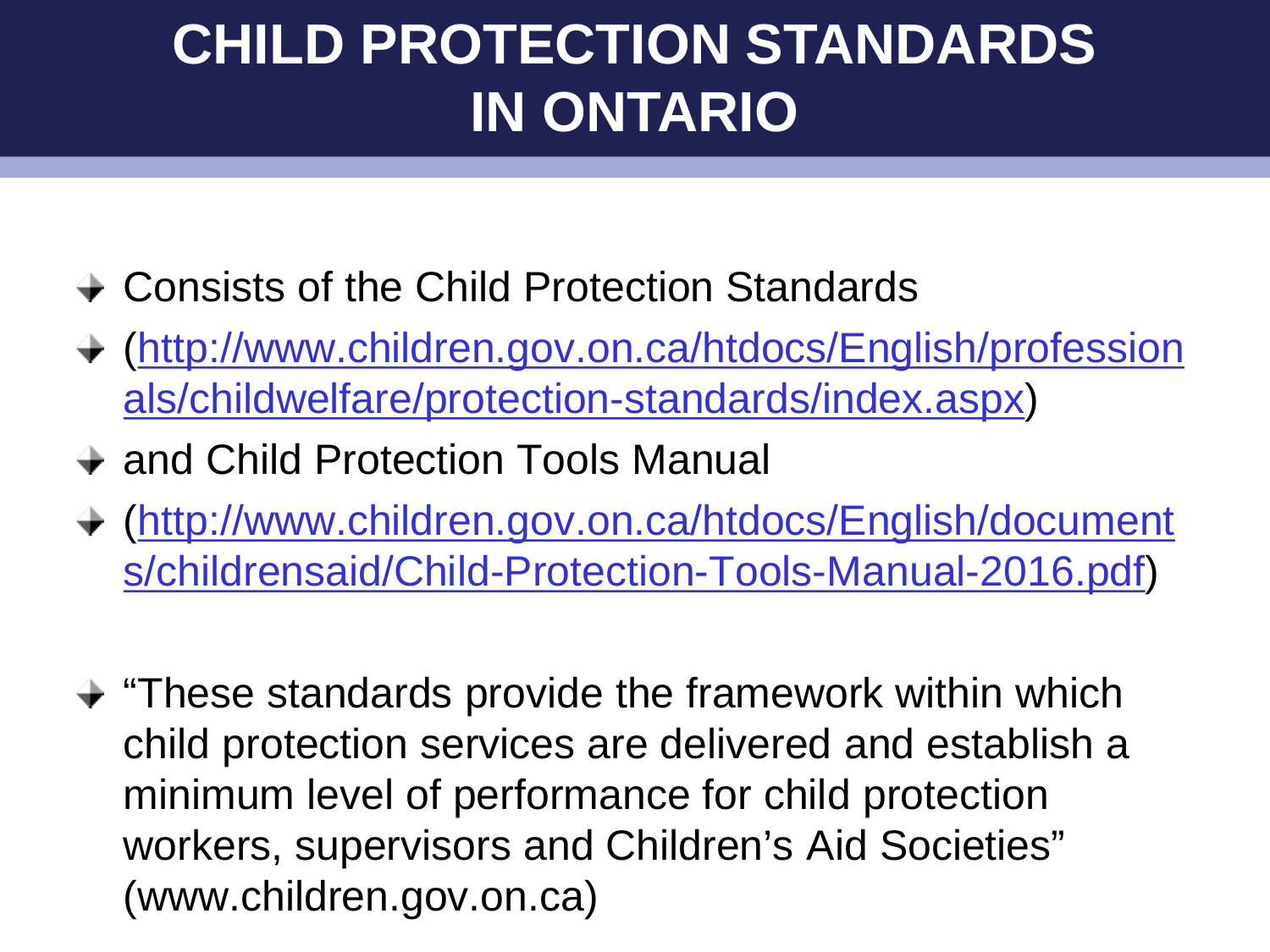# CHILD PROTECTION STANDARDS IN ONTARIO

- Consists of the Child Protection Standards
- (http://www.children.gov.on.ca/htdocs/English/professionals/childwelfare/protection-standards/index.aspx)
- and Child Protection Tools Manual
- (http://www.children.gov.on.ca/htdocs/English/documents/childrensaid/Child-Protection-Tools-Manual-2016.pdf)

- "These standards provide the framework within which child protection services are delivered and establish a minimum level of performance for child protection workers, supervisors and Children's Aid Societies" (www.children.gov.on.ca)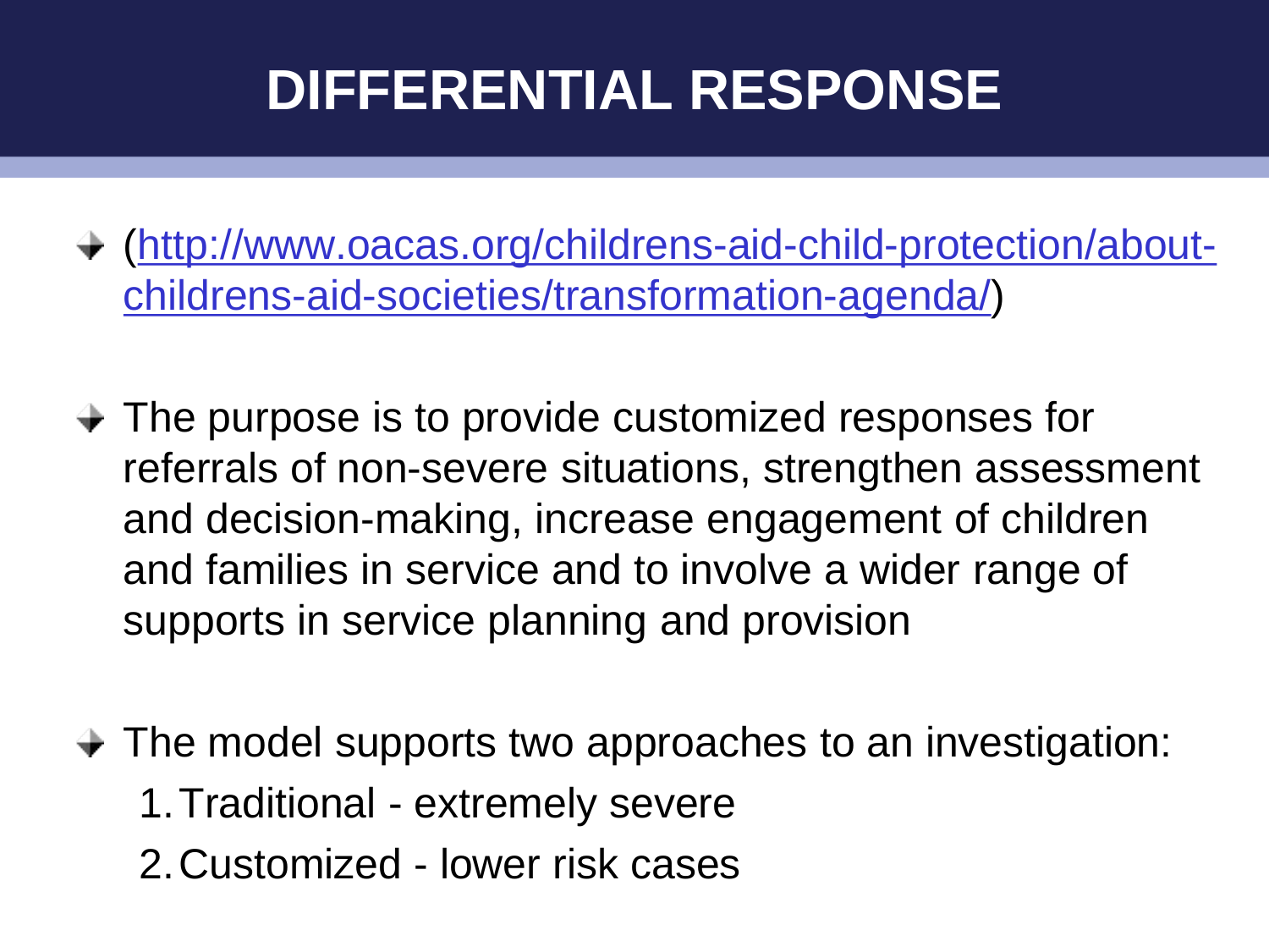# DIFFERENTIAL RESPONSE

- (http://www.oacas.org/childrens-aid-child-protection/about-childrens-aid-societies/transformation-agenda/)

- The purpose is to provide customized responses for referrals of non-severe situations, strengthen assessment and decision-making, increase engagement of children and families in service and to involve a wider range of supports in service planning and provision

- The model supports two approaches to an investigation:
  1. Traditional - extremely severe
  2. Customized - lower risk cases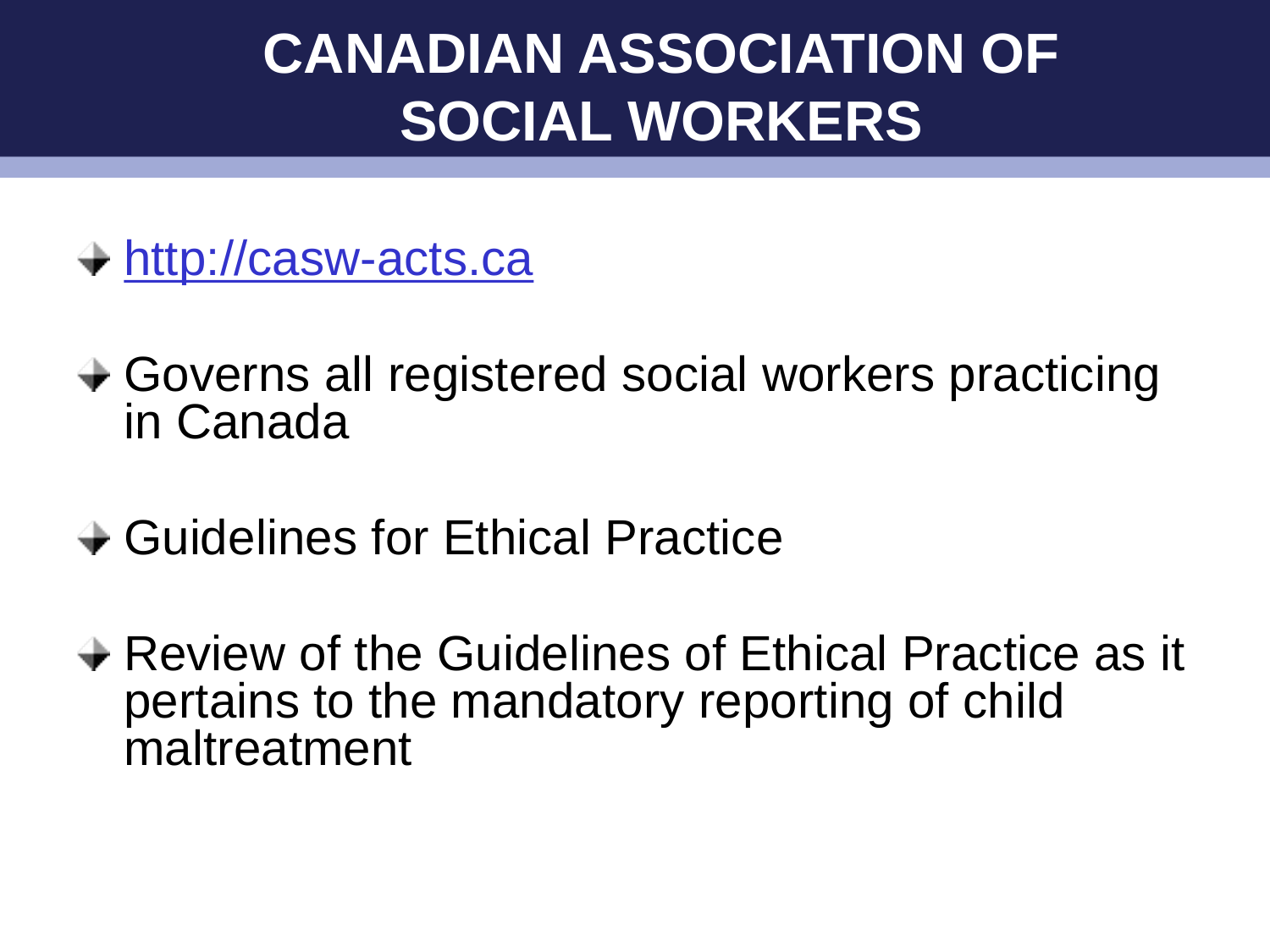# CANADIAN ASSOCIATION OF SOCIAL WORKERS

- http://casw-acts.ca
- Governs all registered social workers practicing in Canada
- Guidelines for Ethical Practice
- Review of the Guidelines of Ethical Practice as it pertains to the mandatory reporting of child maltreatment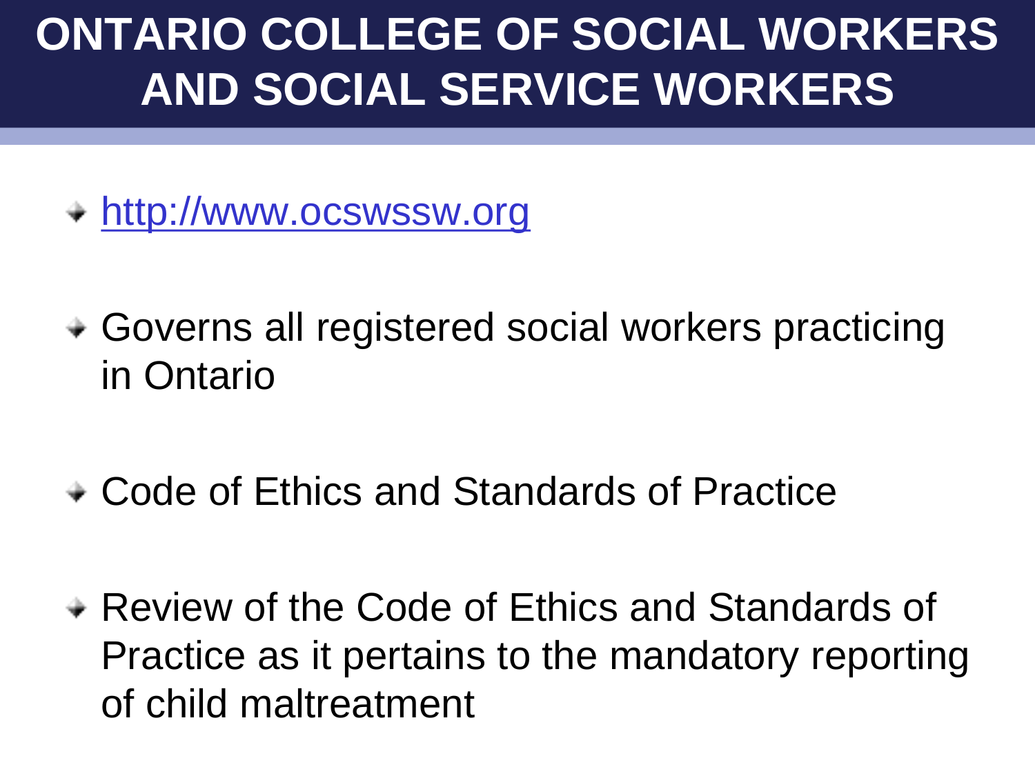# ONTARIO COLLEGE OF SOCIAL WORKERS AND SOCIAL SERVICE WORKERS

- http://www.ocswssw.org
- Governs all registered social workers practicing in Ontario
- Code of Ethics and Standards of Practice
- Review of the Code of Ethics and Standards of Practice as it pertains to the mandatory reporting of child maltreatment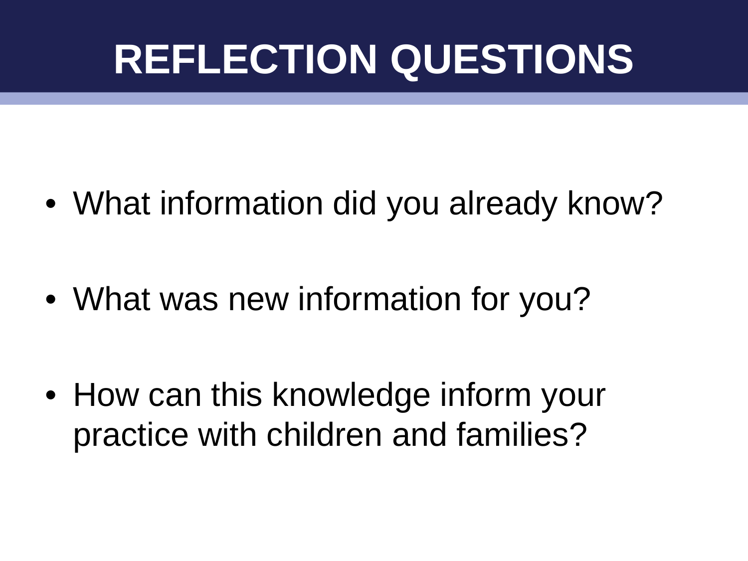# REFLECTION QUESTIONS

- What information did you already know?
- What was new information for you?
- How can this knowledge inform your practice with children and families?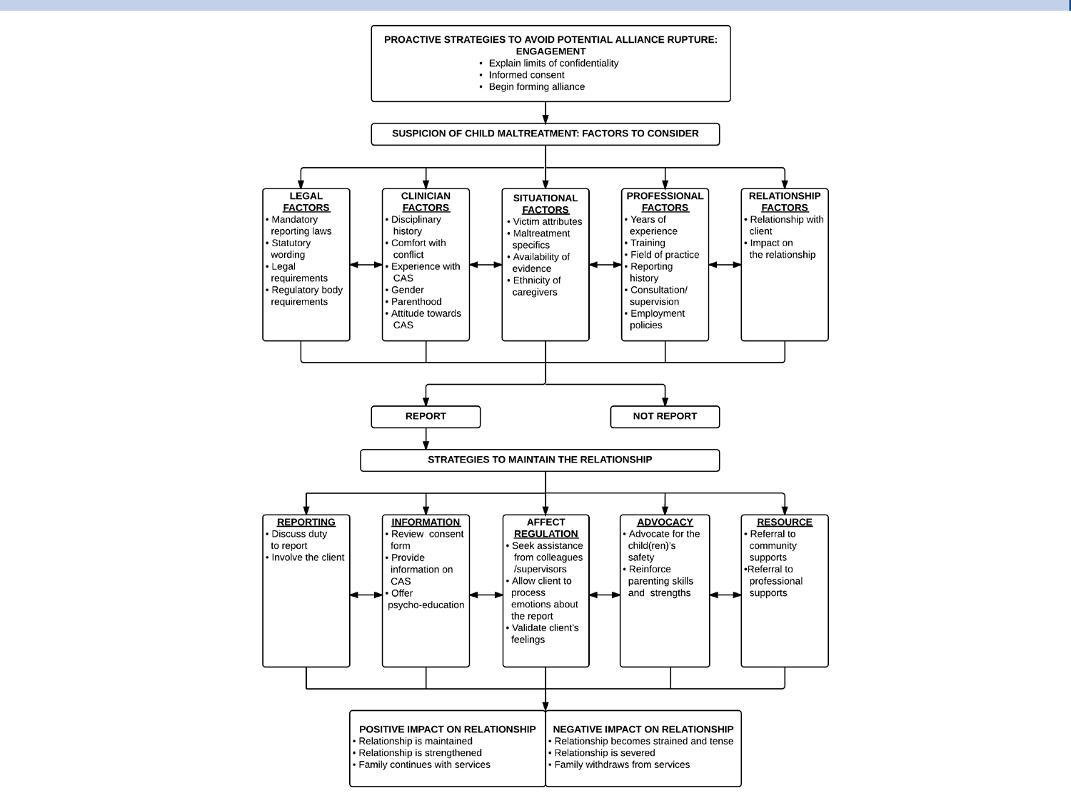**PROACTIVE STRATEGIES TO AVOID POTENTIAL ALLIANCE RUPTURE: ENGAGEMENT**

- Explain limits of confidentiality
- Informed consent
- Begin forming alliance

**SUSPICION OF CHILD MALTREATMENT: FACTORS TO CONSIDER**

**LEGAL FACTORS**
- Mandatory reporting laws
- Statutory wording
- Legal requirements
- Regulatory body requirements

**CLINICIAN FACTORS**
- Disciplinary history
- Comfort with conflict
- Experience with CAS
- Gender
- Parenthood
- Attitude towards CAS

**SITUATIONAL FACTORS**
- Victim attributes
- Maltreatment specifics
- Availability of evidence
- Ethnicity of caregivers

**PROFESSIONAL FACTORS**
- Years of experience
- Training
- Field of practice
- Reporting history
- Consultation/ supervision
- Employment policies

**RELATIONSHIP FACTORS**
- Relationship with client
- Impact on the relationship

**REPORT**

**NOT REPORT**

**STRATEGIES TO MAINTAIN THE RELATIONSHIP**

**REPORTING**
- Discuss duty to report
- Involve the client

**INFORMATION**
- Review consent form
- Provide information on CAS
- Offer psycho-education

**AFFECT REGULATION**
- Seek assistance from colleagues /supervisors
- Allow client to process emotions about the report
- Validate client's feelings

**ADVOCACY**
- Advocate for the child(ren)'s safety
- Reinforce parenting skills and strengths

**RESOURCE**
- Referral to community supports
- Referral to professional supports

**POSITIVE IMPACT ON RELATIONSHIP**
- Relationship is maintained
- Relationship is strengthened
- Family continues with services

**NEGATIVE IMPACT ON RELATIONSHIP**
- Relationship becomes strained and tense
- Relationship is severed
- Family withdraws from services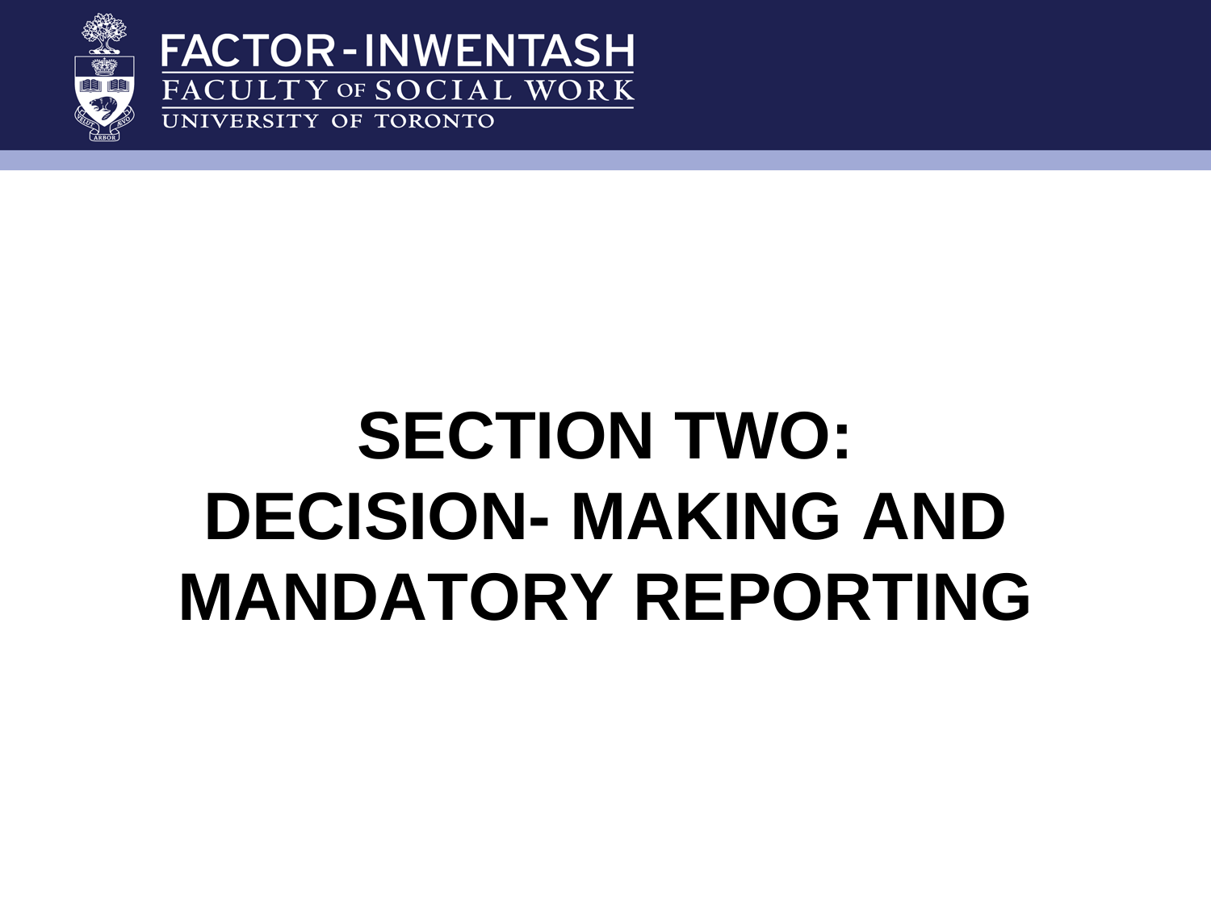# SECTION TWO: DECISION- MAKING AND MANDATORY REPORTING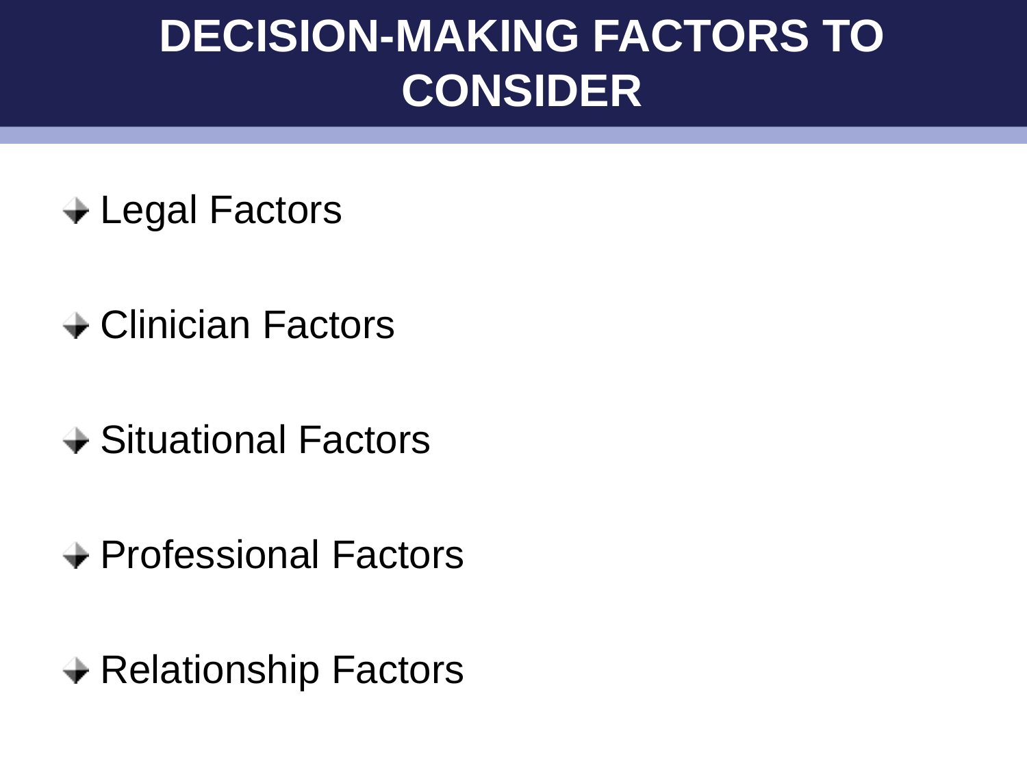# DECISION-MAKING FACTORS TO CONSIDER

- Legal Factors
- Clinician Factors
- Situational Factors
- Professional Factors
- Relationship Factors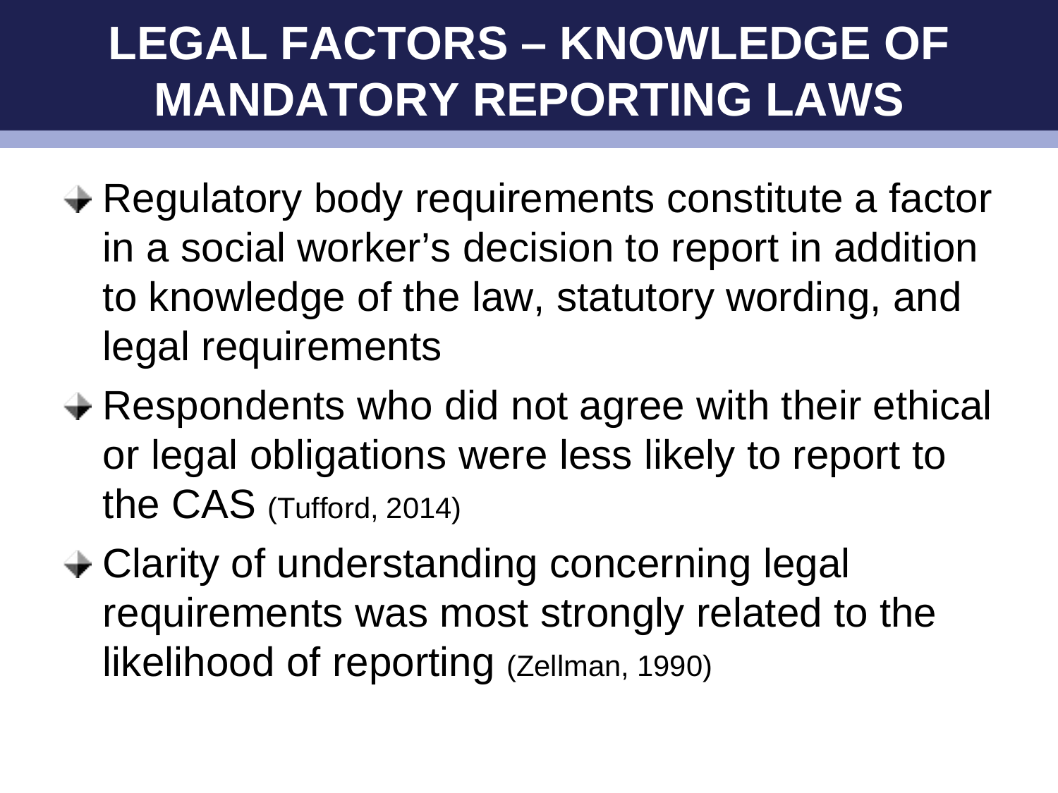# LEGAL FACTORS – KNOWLEDGE OF MANDATORY REPORTING LAWS

- Regulatory body requirements constitute a factor in a social worker's decision to report in addition to knowledge of the law, statutory wording, and legal requirements
- Respondents who did not agree with their ethical or legal obligations were less likely to report to the CAS (Tufford, 2014)
- Clarity of understanding concerning legal requirements was most strongly related to the likelihood of reporting (Zellman, 1990)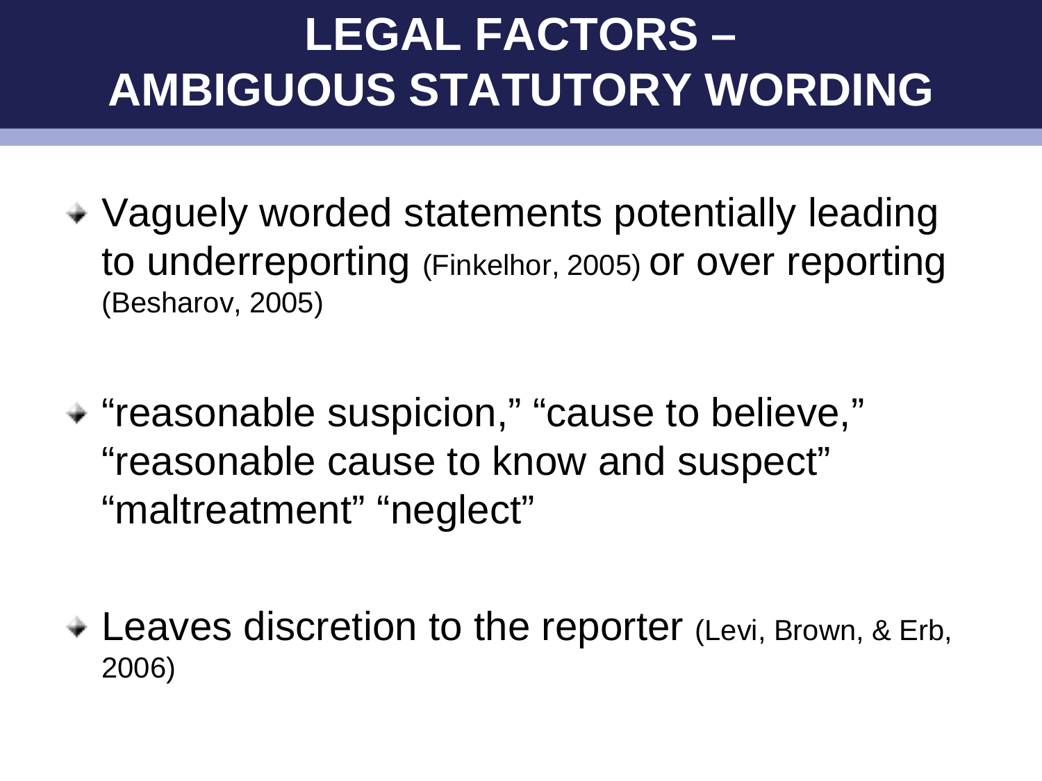# LEGAL FACTORS – AMBIGUOUS STATUTORY WORDING

- Vaguely worded statements potentially leading to underreporting (Finkelhor, 2005) or over reporting (Besharov, 2005)
- “reasonable suspicion,” “cause to believe,” “reasonable cause to know and suspect” “maltreatment” “neglect”
- Leaves discretion to the reporter (Levi, Brown, & Erb, 2006)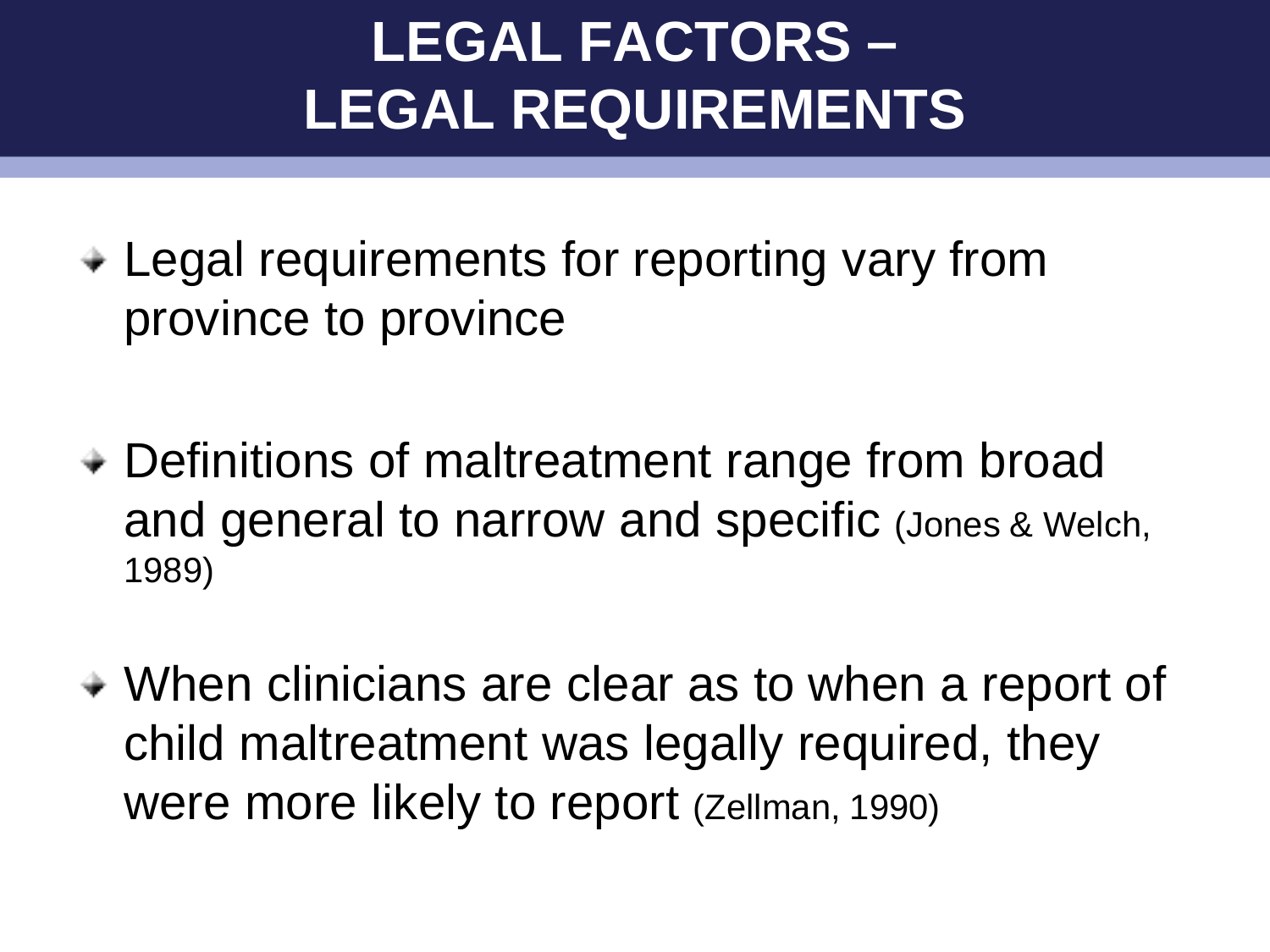# LEGAL FACTORS – LEGAL REQUIREMENTS

- Legal requirements for reporting vary from province to province
- Definitions of maltreatment range from broad and general to narrow and specific (Jones & Welch, 1989)
- When clinicians are clear as to when a report of child maltreatment was legally required, they were more likely to report (Zellman, 1990)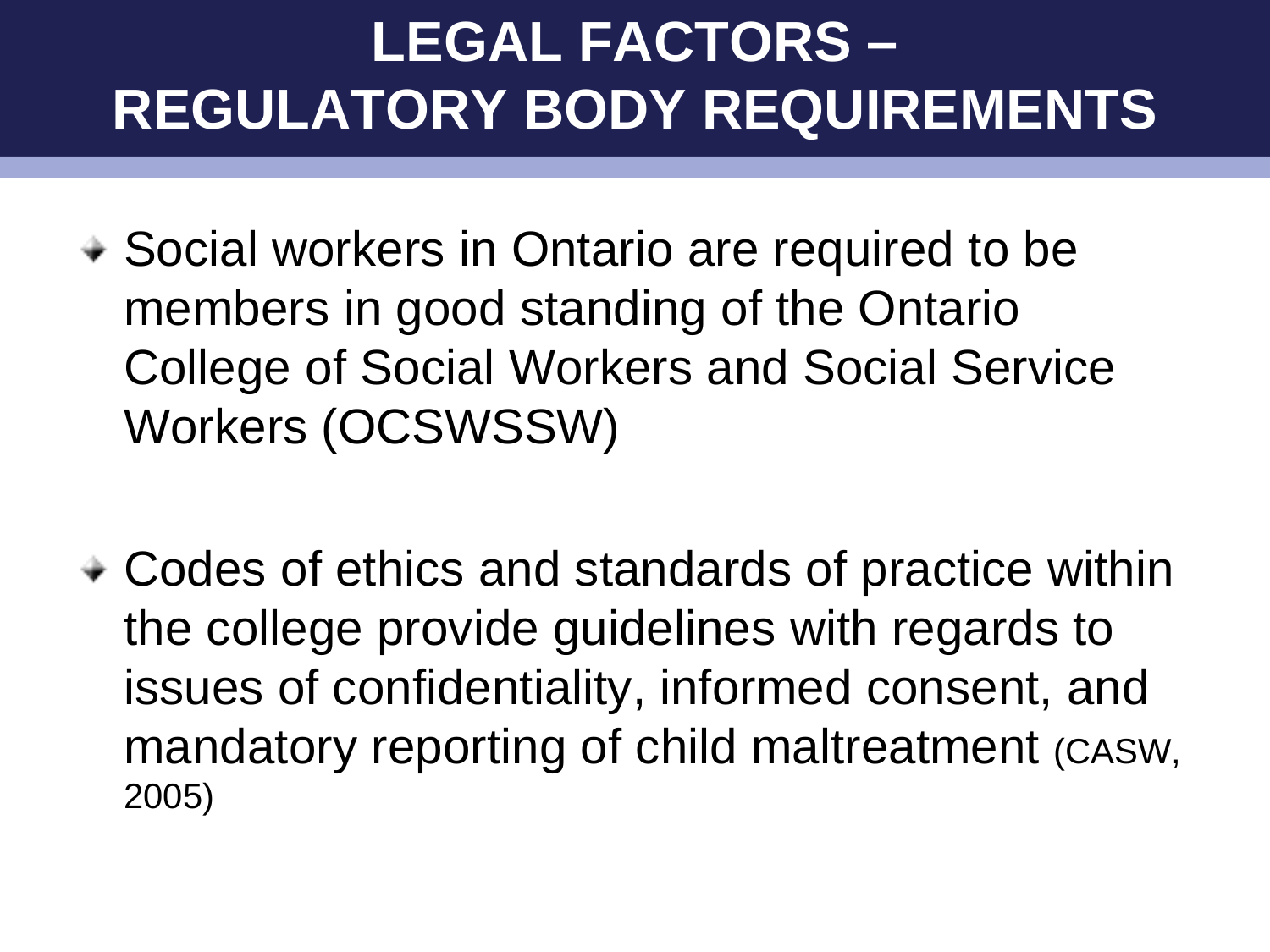# LEGAL FACTORS – REGULATORY BODY REQUIREMENTS

- Social workers in Ontario are required to be members in good standing of the Ontario College of Social Workers and Social Service Workers (OCSWSSW)

- Codes of ethics and standards of practice within the college provide guidelines with regards to issues of confidentiality, informed consent, and mandatory reporting of child maltreatment (CASW, 2005)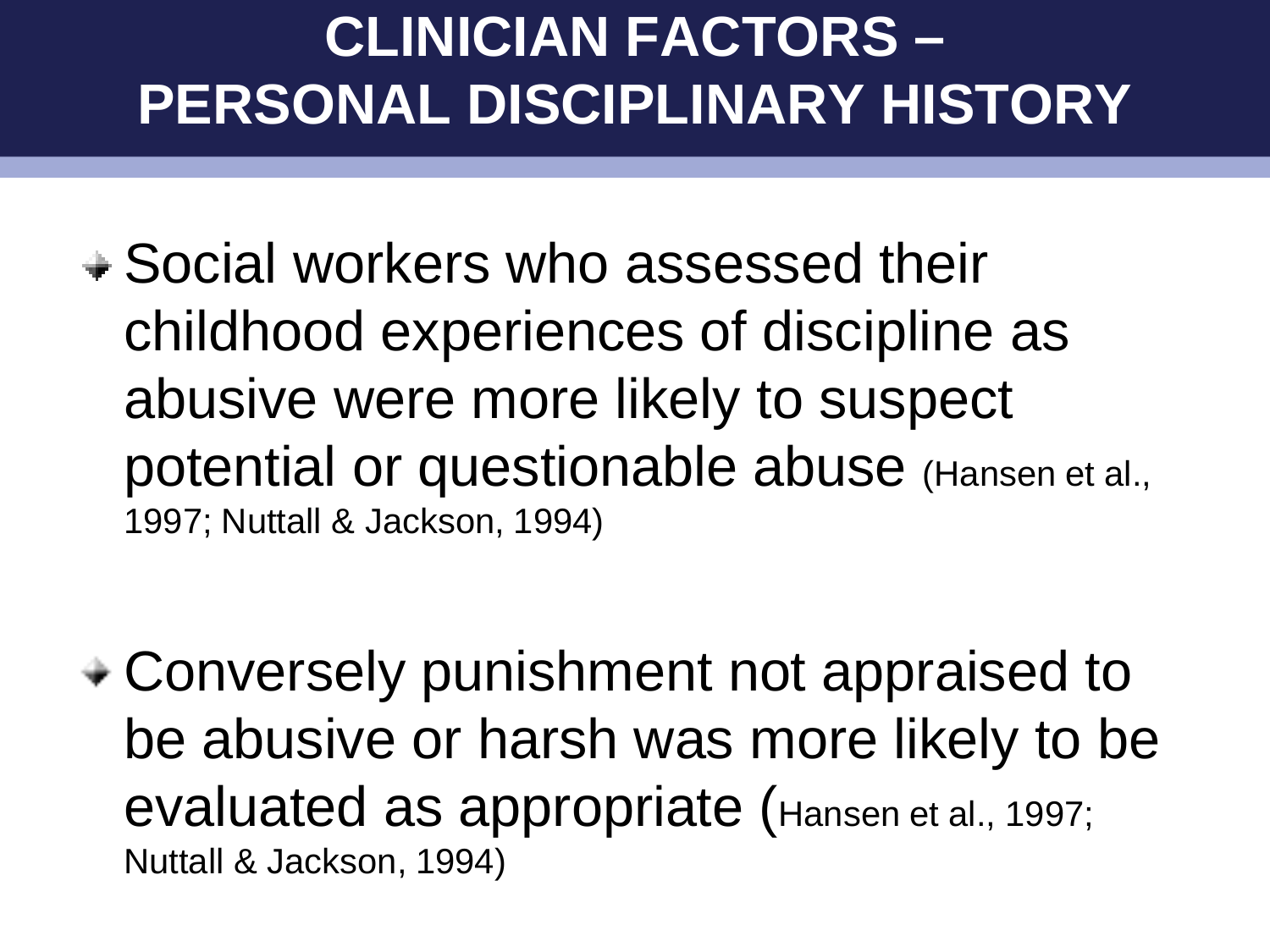# CLINICIAN FACTORS – PERSONAL DISCIPLINARY HISTORY

- Social workers who assessed their childhood experiences of discipline as abusive were more likely to suspect potential or questionable abuse (Hansen et al., 1997; Nuttall & Jackson, 1994)

- Conversely punishment not appraised to be abusive or harsh was more likely to be evaluated as appropriate (Hansen et al., 1997; Nuttall & Jackson, 1994)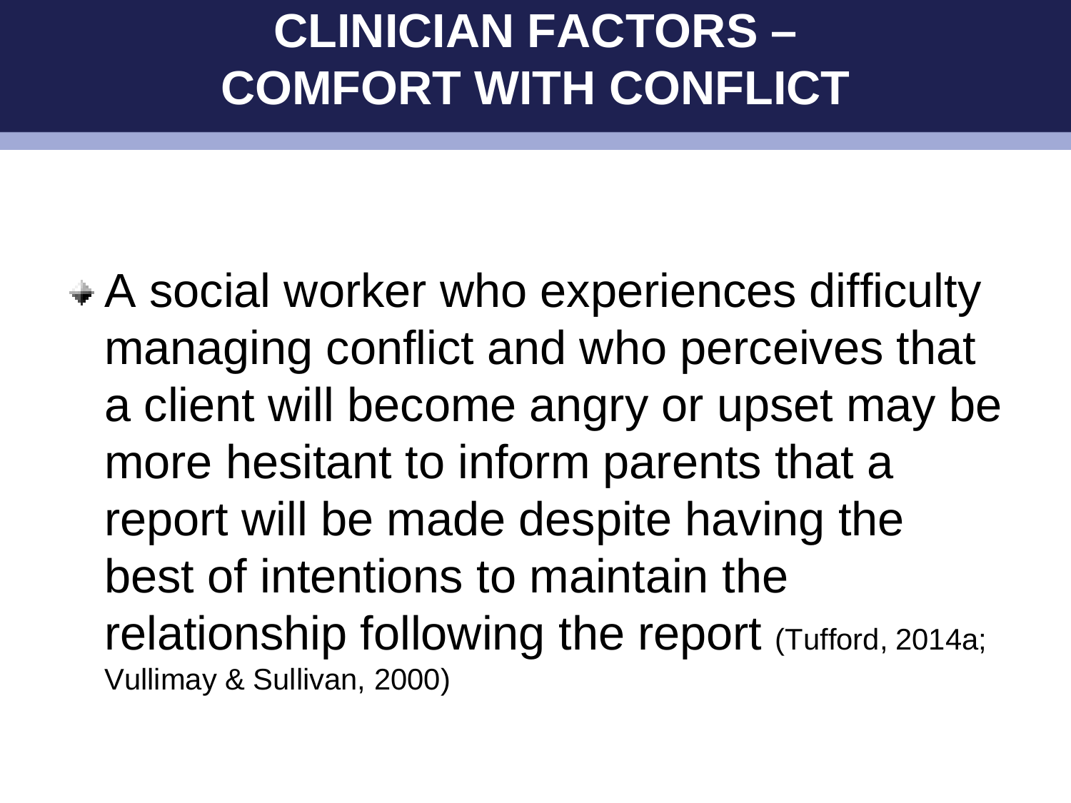# CLINICIAN FACTORS – COMFORT WITH CONFLICT

- A social worker who experiences difficulty managing conflict and who perceives that a client will become angry or upset may be more hesitant to inform parents that a report will be made despite having the best of intentions to maintain the relationship following the report (Tufford, 2014a; Vullimay & Sullivan, 2000)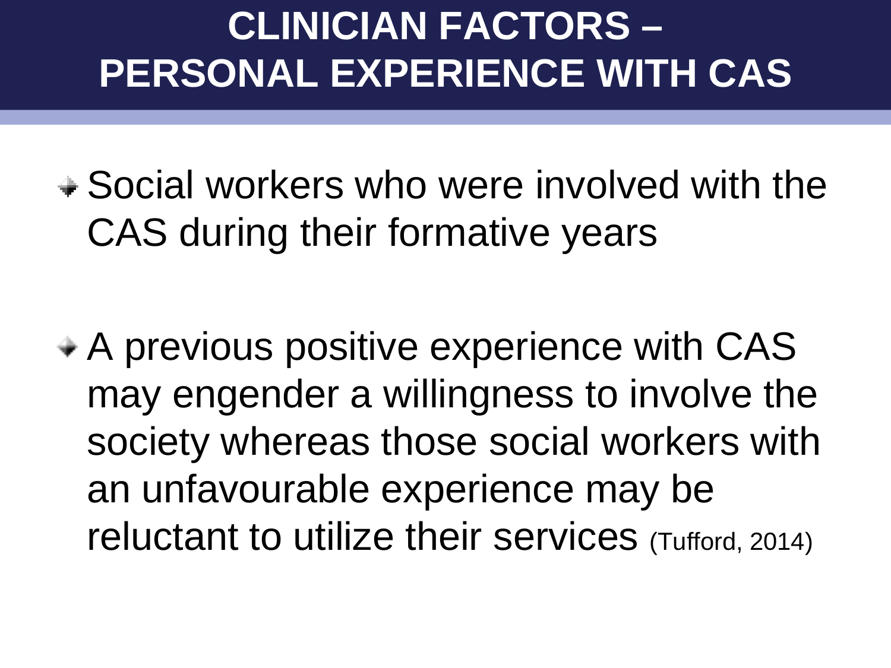# CLINICIAN FACTORS – PERSONAL EXPERIENCE WITH CAS

- Social workers who were involved with the CAS during their formative years
- A previous positive experience with CAS may engender a willingness to involve the society whereas those social workers with an unfavourable experience may be reluctant to utilize their services (Tufford, 2014)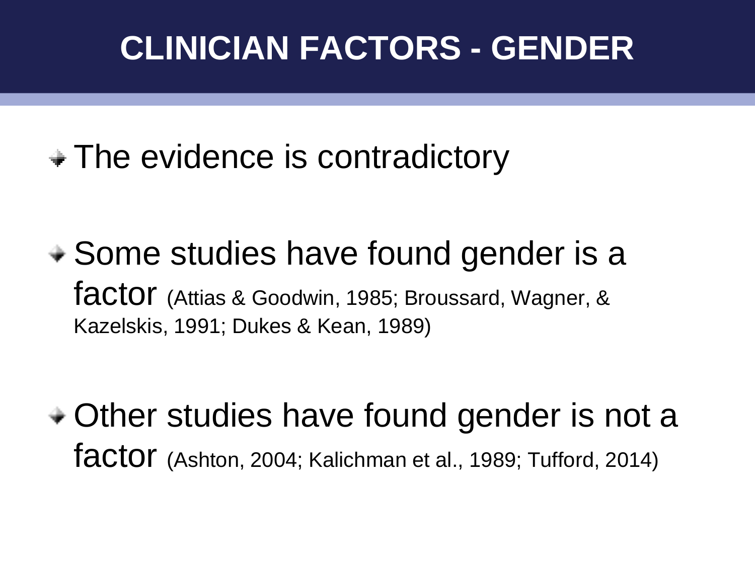# CLINICIAN FACTORS - GENDER

- The evidence is contradictory

- Some studies have found gender is a factor (Attias & Goodwin, 1985; Broussard, Wagner, & Kazelskis, 1991; Dukes & Kean, 1989)

- Other studies have found gender is not a factor (Ashton, 2004; Kalichman et al., 1989; Tufford, 2014)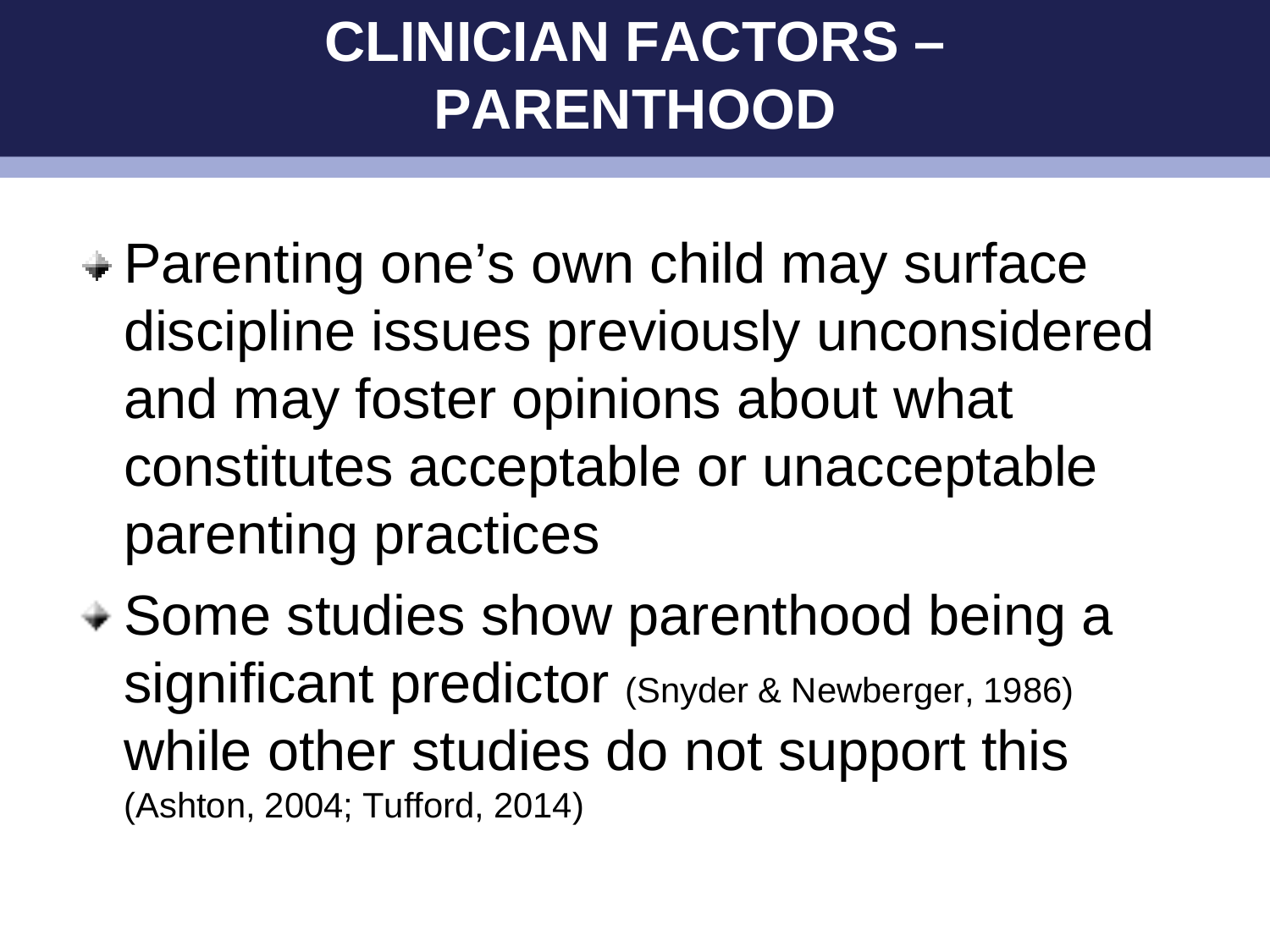# CLINICIAN FACTORS – PARENTHOOD

- Parenting one's own child may surface discipline issues previously unconsidered and may foster opinions about what constitutes acceptable or unacceptable parenting practices
- Some studies show parenthood being a significant predictor (Snyder & Newberger, 1986) while other studies do not support this (Ashton, 2004; Tufford, 2014)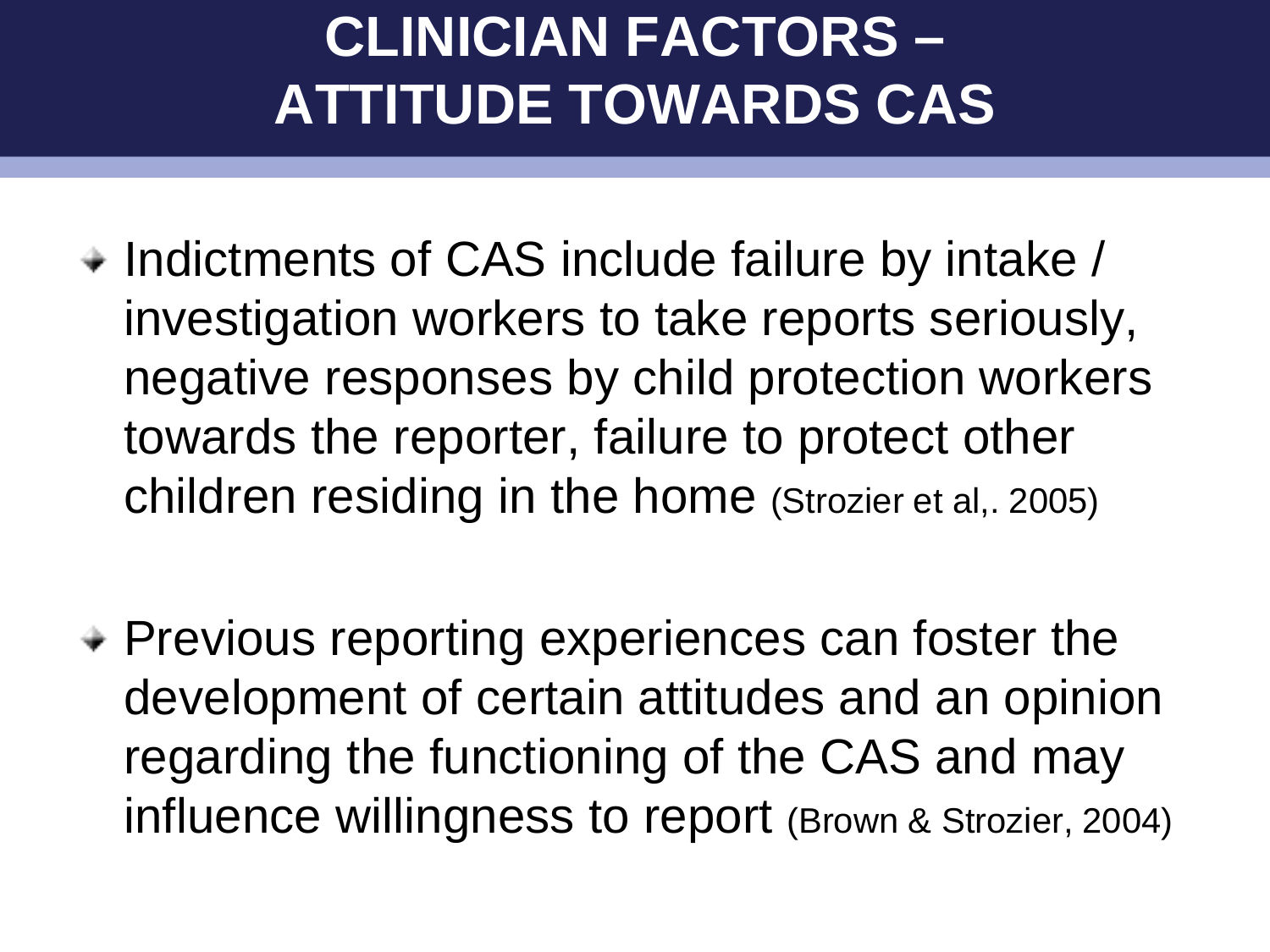# CLINICIAN FACTORS – ATTITUDE TOWARDS CAS

- Indictments of CAS include failure by intake / investigation workers to take reports seriously, negative responses by child protection workers towards the reporter, failure to protect other children residing in the home (Strozier et al,. 2005)

- Previous reporting experiences can foster the development of certain attitudes and an opinion regarding the functioning of the CAS and may influence willingness to report (Brown & Strozier, 2004)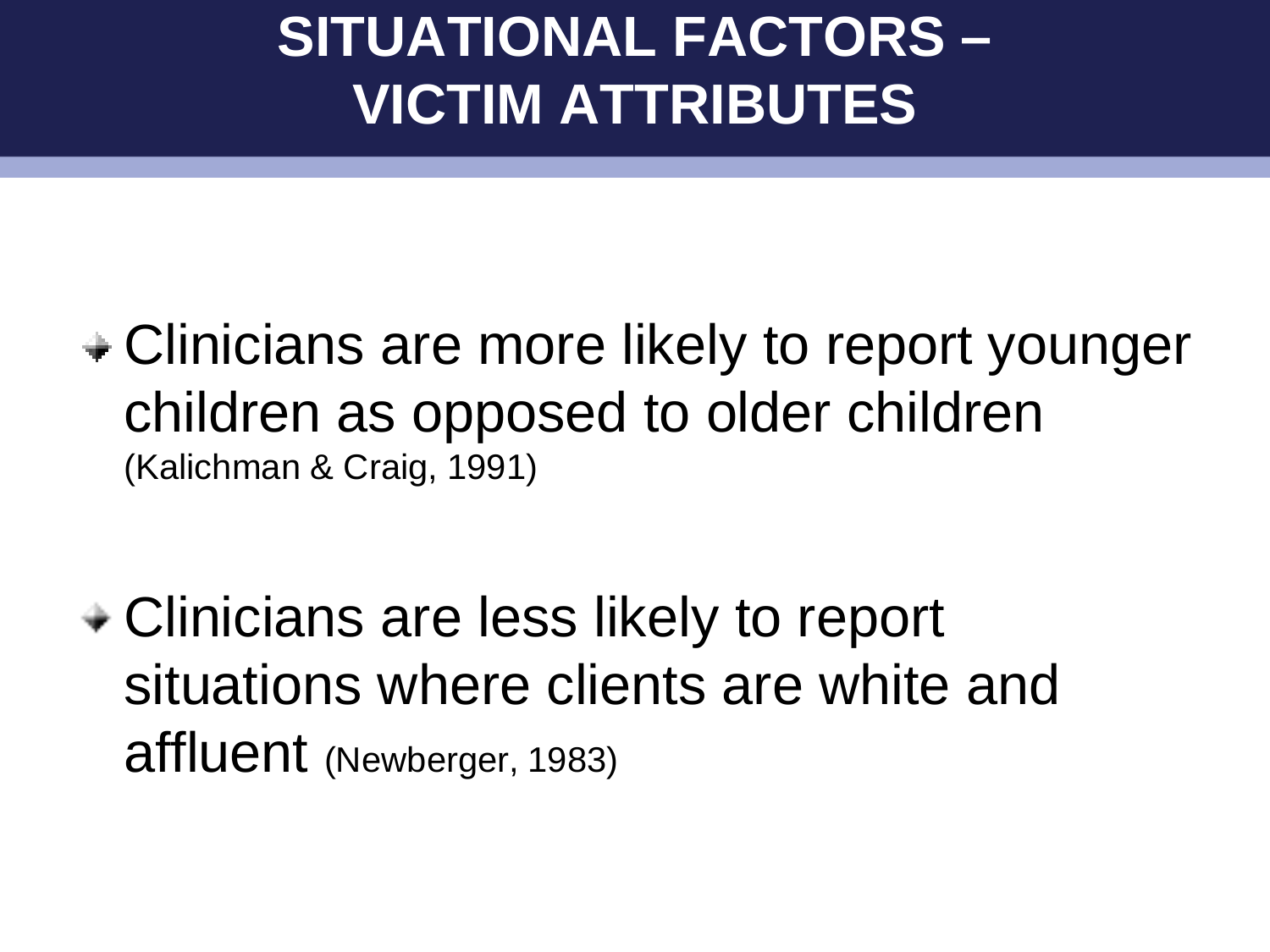# SITUATIONAL FACTORS – VICTIM ATTRIBUTES

- Clinicians are more likely to report younger children as opposed to older children (Kalichman & Craig, 1991)
- Clinicians are less likely to report situations where clients are white and affluent (Newberger, 1983)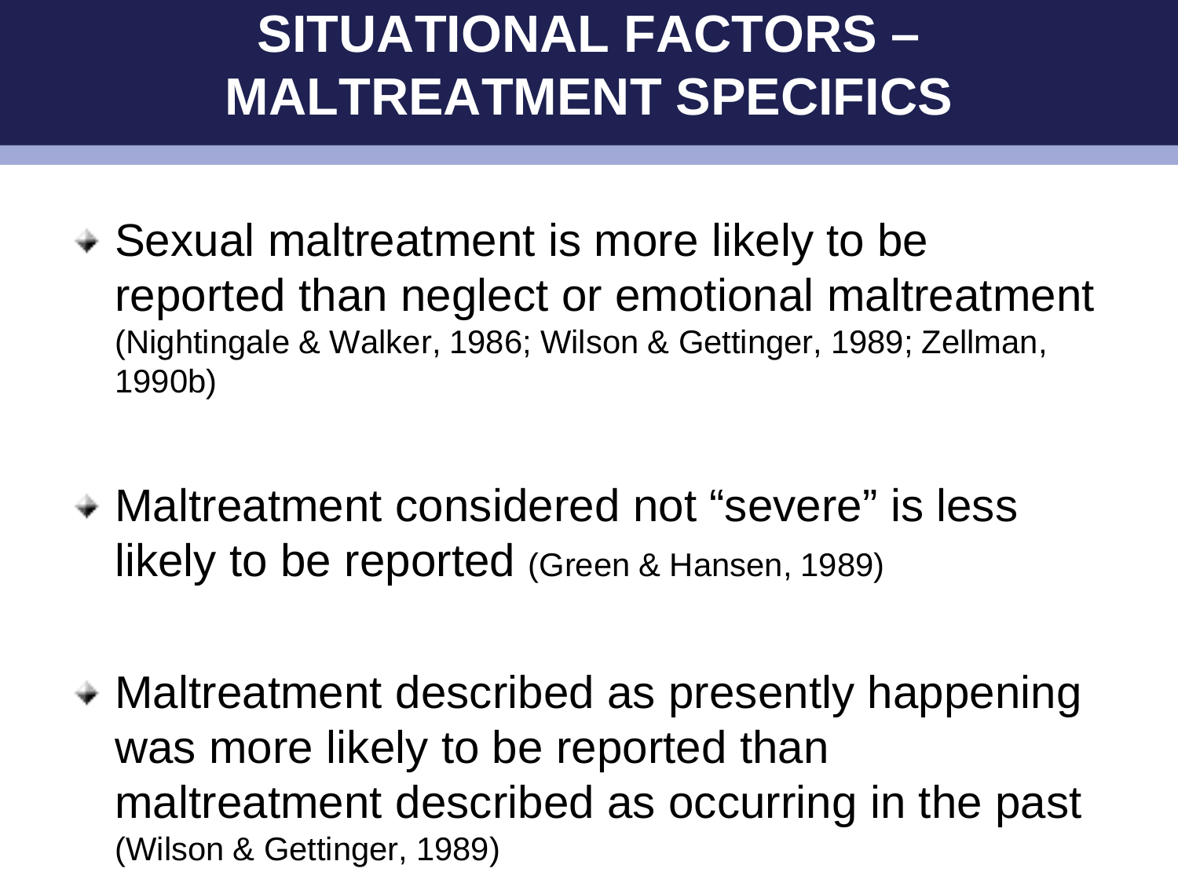# SITUATIONAL FACTORS – MALTREATMENT SPECIFICS

- Sexual maltreatment is more likely to be reported than neglect or emotional maltreatment (Nightingale & Walker, 1986; Wilson & Gettinger, 1989; Zellman, 1990b)
- Maltreatment considered not "severe" is less likely to be reported (Green & Hansen, 1989)
- Maltreatment described as presently happening was more likely to be reported than maltreatment described as occurring in the past (Wilson & Gettinger, 1989)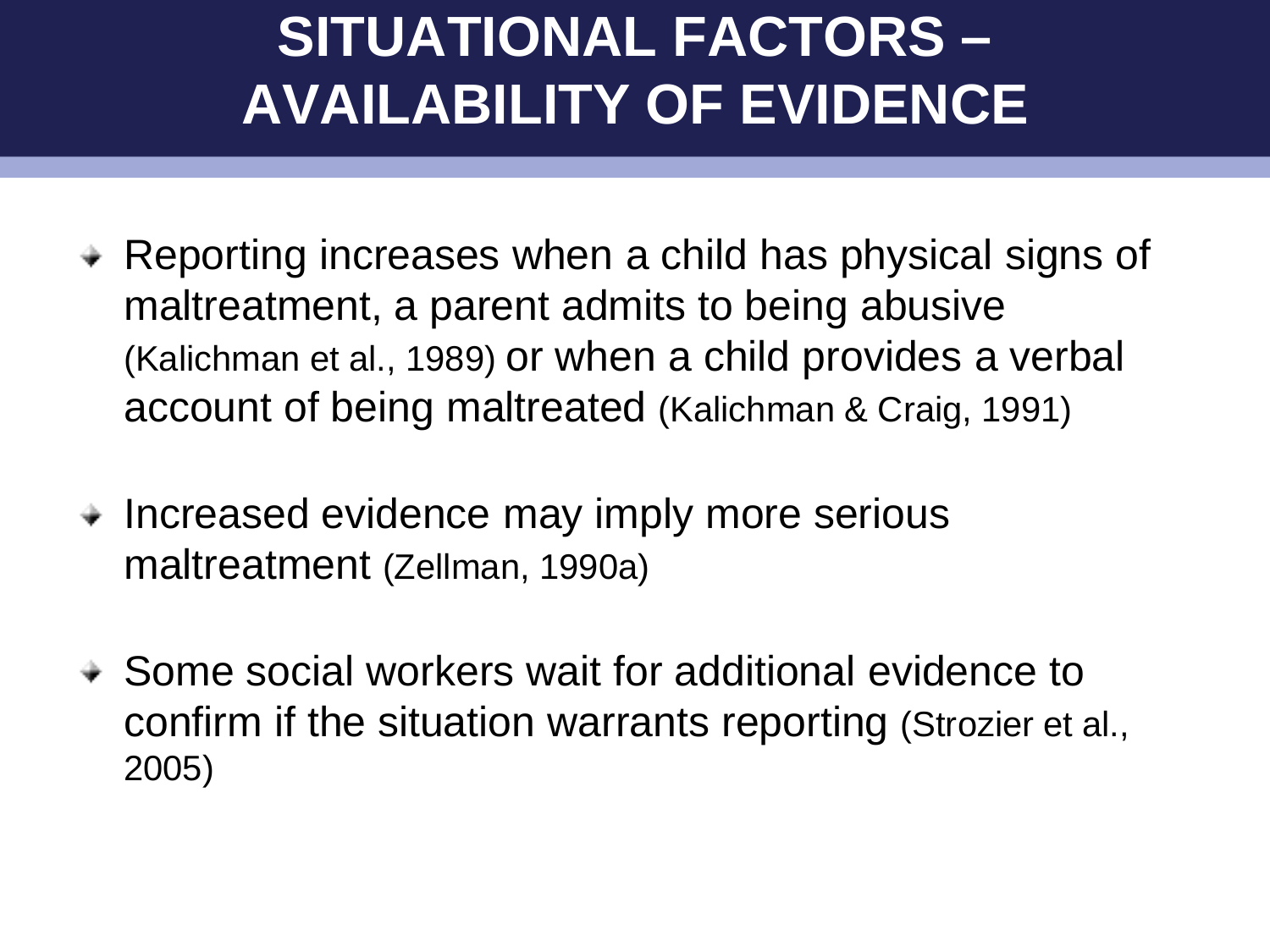# SITUATIONAL FACTORS – AVAILABILITY OF EVIDENCE

- Reporting increases when a child has physical signs of maltreatment, a parent admits to being abusive (Kalichman et al., 1989) or when a child provides a verbal account of being maltreated (Kalichman & Craig, 1991)

- Increased evidence may imply more serious maltreatment (Zellman, 1990a)

- Some social workers wait for additional evidence to confirm if the situation warrants reporting (Strozier et al., 2005)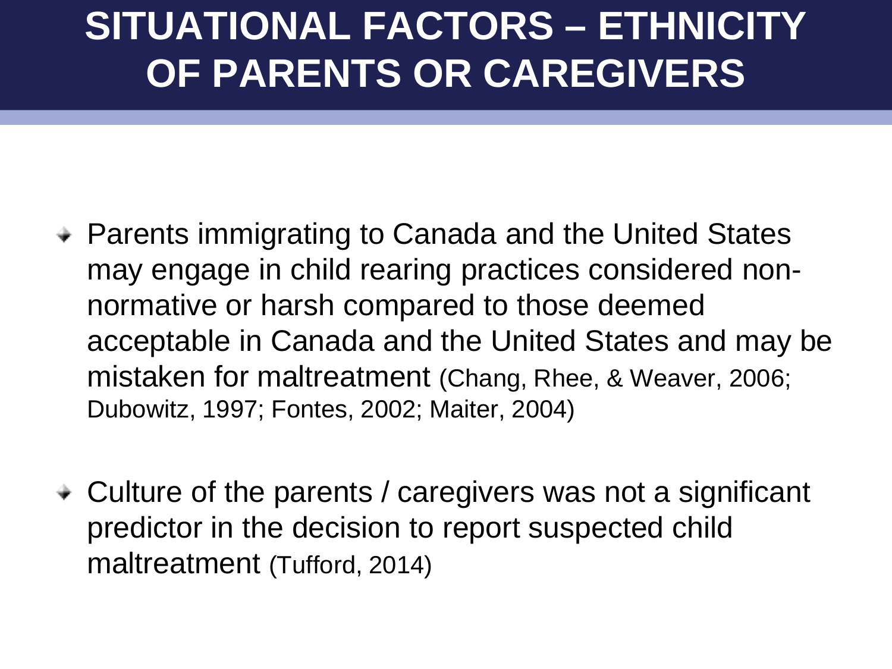# SITUATIONAL FACTORS – ETHNICITY OF PARENTS OR CAREGIVERS

- Parents immigrating to Canada and the United States may engage in child rearing practices considered non-normative or harsh compared to those deemed acceptable in Canada and the United States and may be mistaken for maltreatment (Chang, Rhee, & Weaver, 2006; Dubowitz, 1997; Fontes, 2002; Maiter, 2004)

- Culture of the parents / caregivers was not a significant predictor in the decision to report suspected child maltreatment (Tufford, 2014)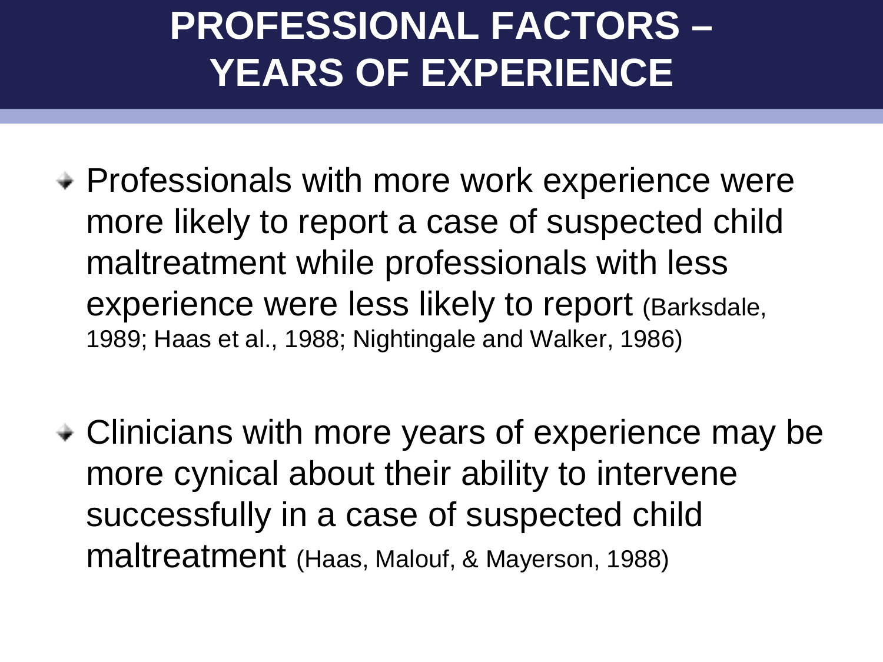# PROFESSIONAL FACTORS – YEARS OF EXPERIENCE

- Professionals with more work experience were more likely to report a case of suspected child maltreatment while professionals with less experience were less likely to report (Barksdale, 1989; Haas et al., 1988; Nightingale and Walker, 1986)

- Clinicians with more years of experience may be more cynical about their ability to intervene successfully in a case of suspected child maltreatment (Haas, Malouf, & Mayerson, 1988)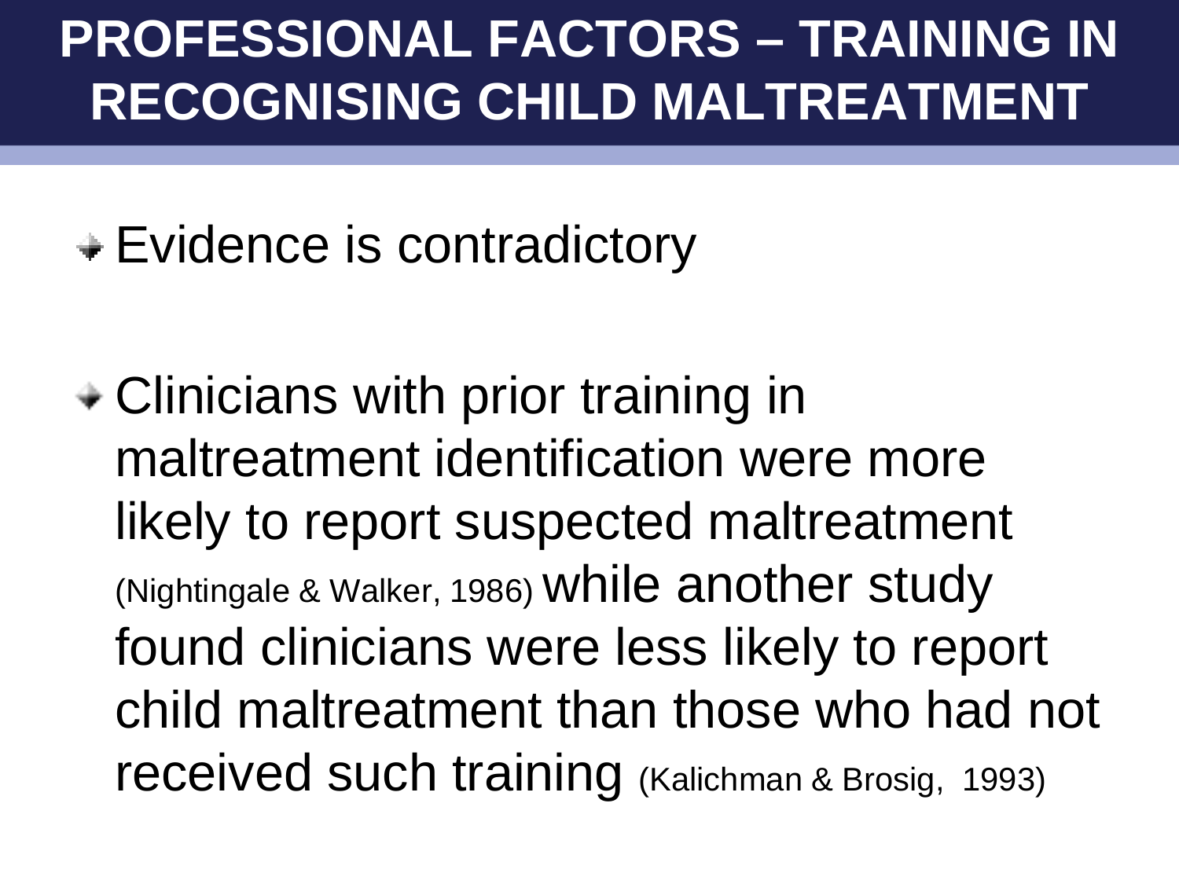# PROFESSIONAL FACTORS – TRAINING IN RECOGNISING CHILD MALTREATMENT

- Evidence is contradictory
- Clinicians with prior training in maltreatment identification were more likely to report suspected maltreatment (Nightingale & Walker, 1986) while another study found clinicians were less likely to report child maltreatment than those who had not received such training (Kalichman & Brosig, 1993)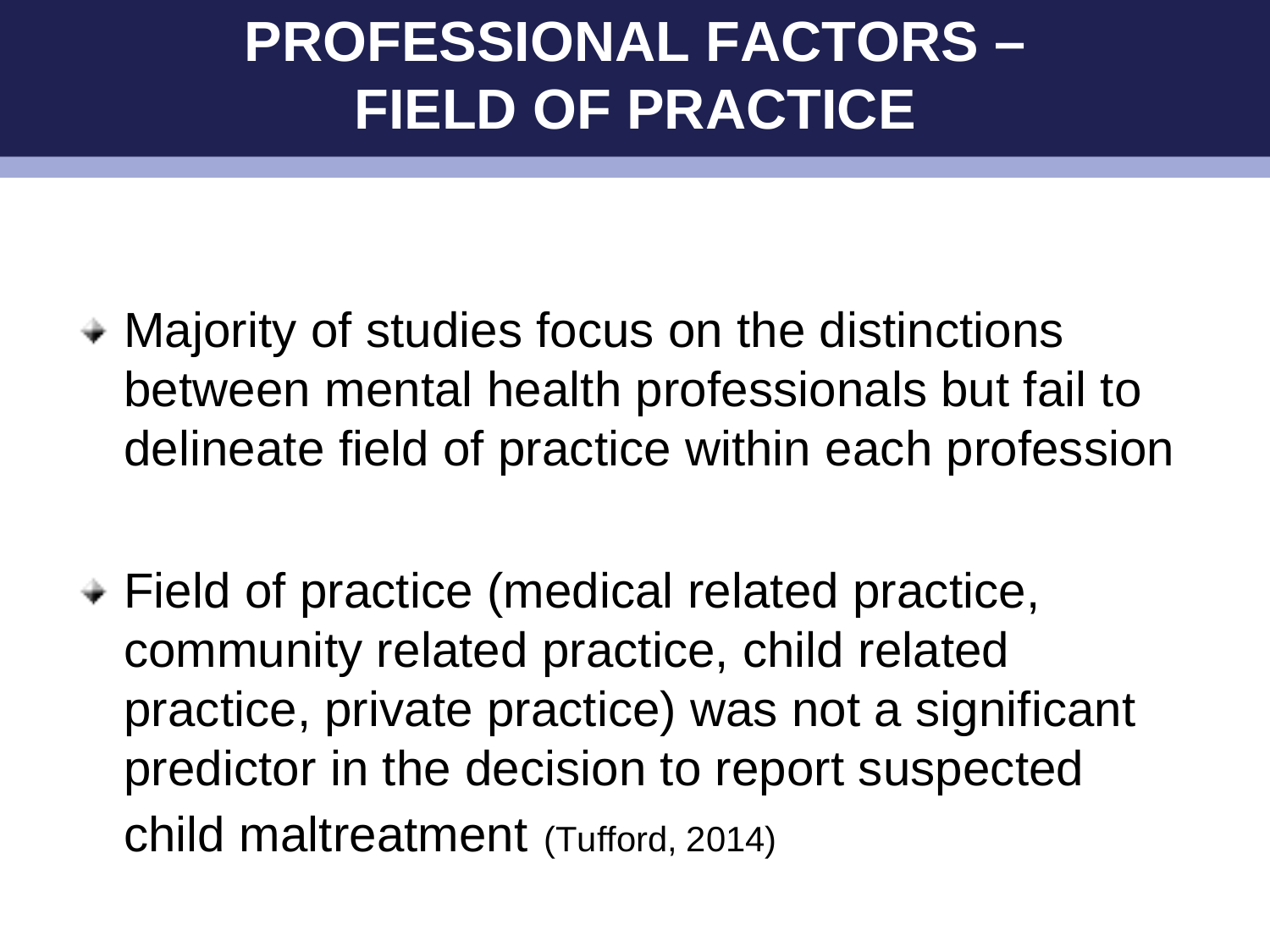# PROFESSIONAL FACTORS – FIELD OF PRACTICE

- Majority of studies focus on the distinctions between mental health professionals but fail to delineate field of practice within each profession
- Field of practice (medical related practice, community related practice, child related practice, private practice) was not a significant predictor in the decision to report suspected child maltreatment (Tufford, 2014)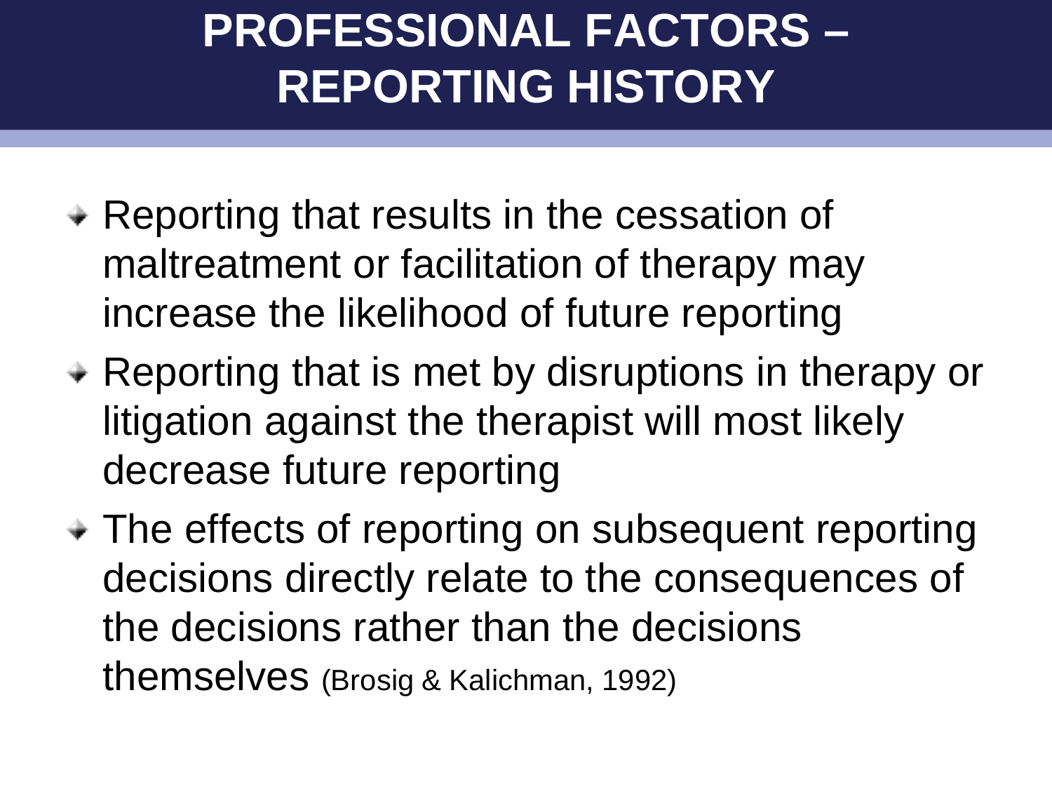# PROFESSIONAL FACTORS – REPORTING HISTORY

- Reporting that results in the cessation of maltreatment or facilitation of therapy may increase the likelihood of future reporting
- Reporting that is met by disruptions in therapy or litigation against the therapist will most likely decrease future reporting
- The effects of reporting on subsequent reporting decisions directly relate to the consequences of the decisions rather than the decisions themselves (Brosig & Kalichman, 1992)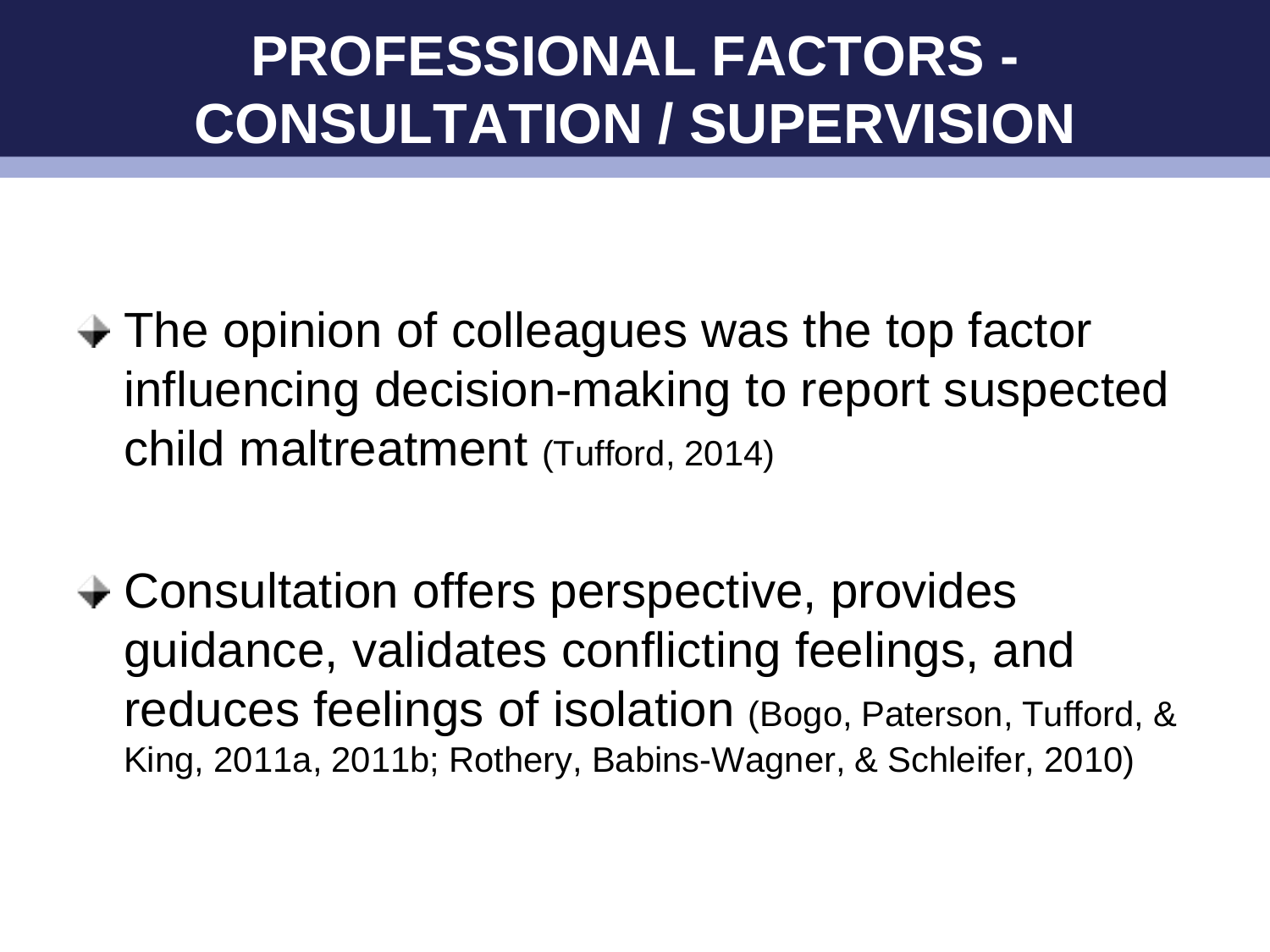# PROFESSIONAL FACTORS - CONSULTATION / SUPERVISION

- The opinion of colleagues was the top factor influencing decision-making to report suspected child maltreatment (Tufford, 2014)
- Consultation offers perspective, provides guidance, validates conflicting feelings, and reduces feelings of isolation (Bogo, Paterson, Tufford, & King, 2011a, 2011b; Rothery, Babins-Wagner, & Schleifer, 2010)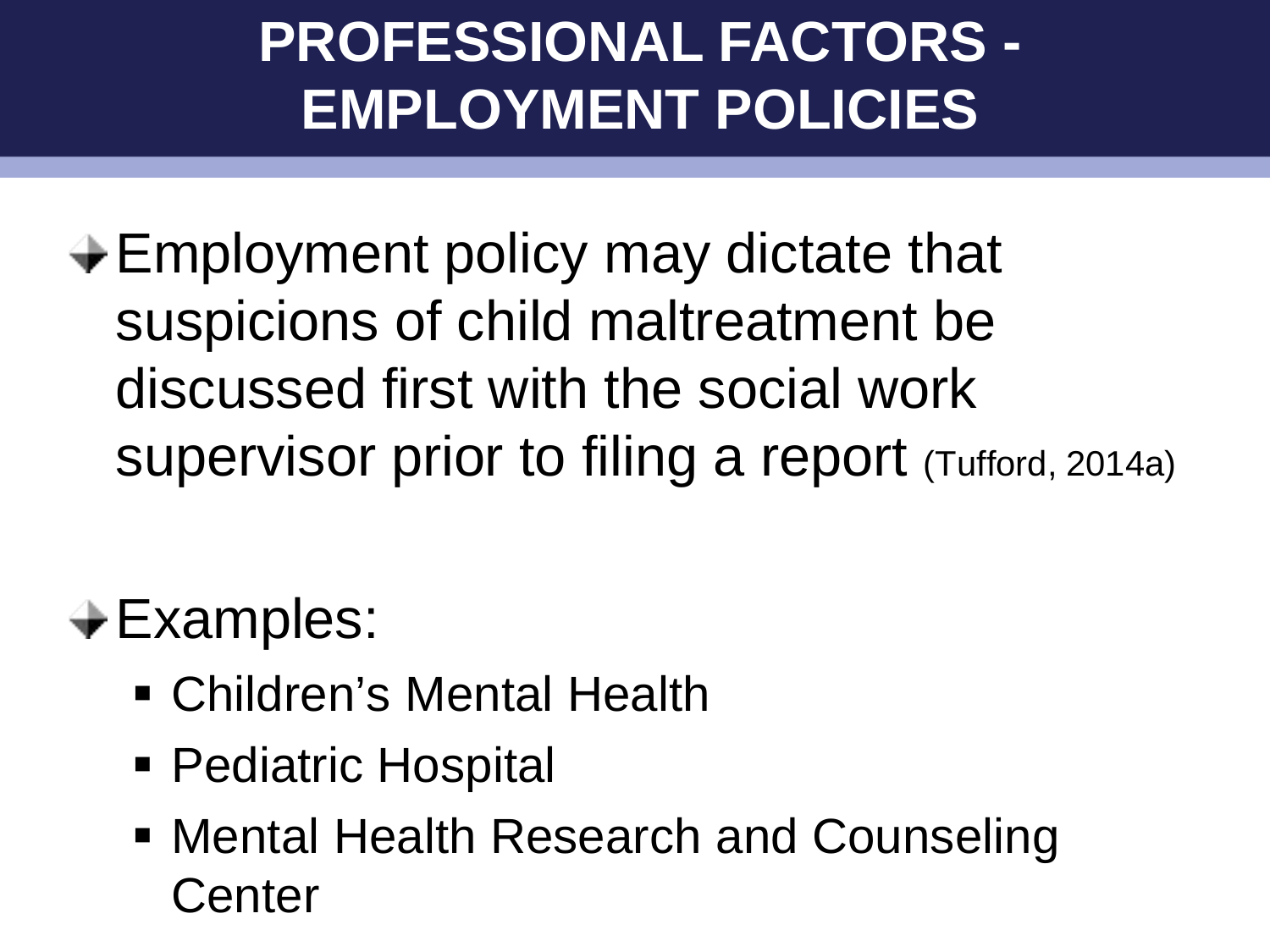# PROFESSIONAL FACTORS - EMPLOYMENT POLICIES

- Employment policy may dictate that suspicions of child maltreatment be discussed first with the social work supervisor prior to filing a report (Tufford, 2014a)

- Examples:
  - Children's Mental Health
  - Pediatric Hospital
  - Mental Health Research and Counseling Center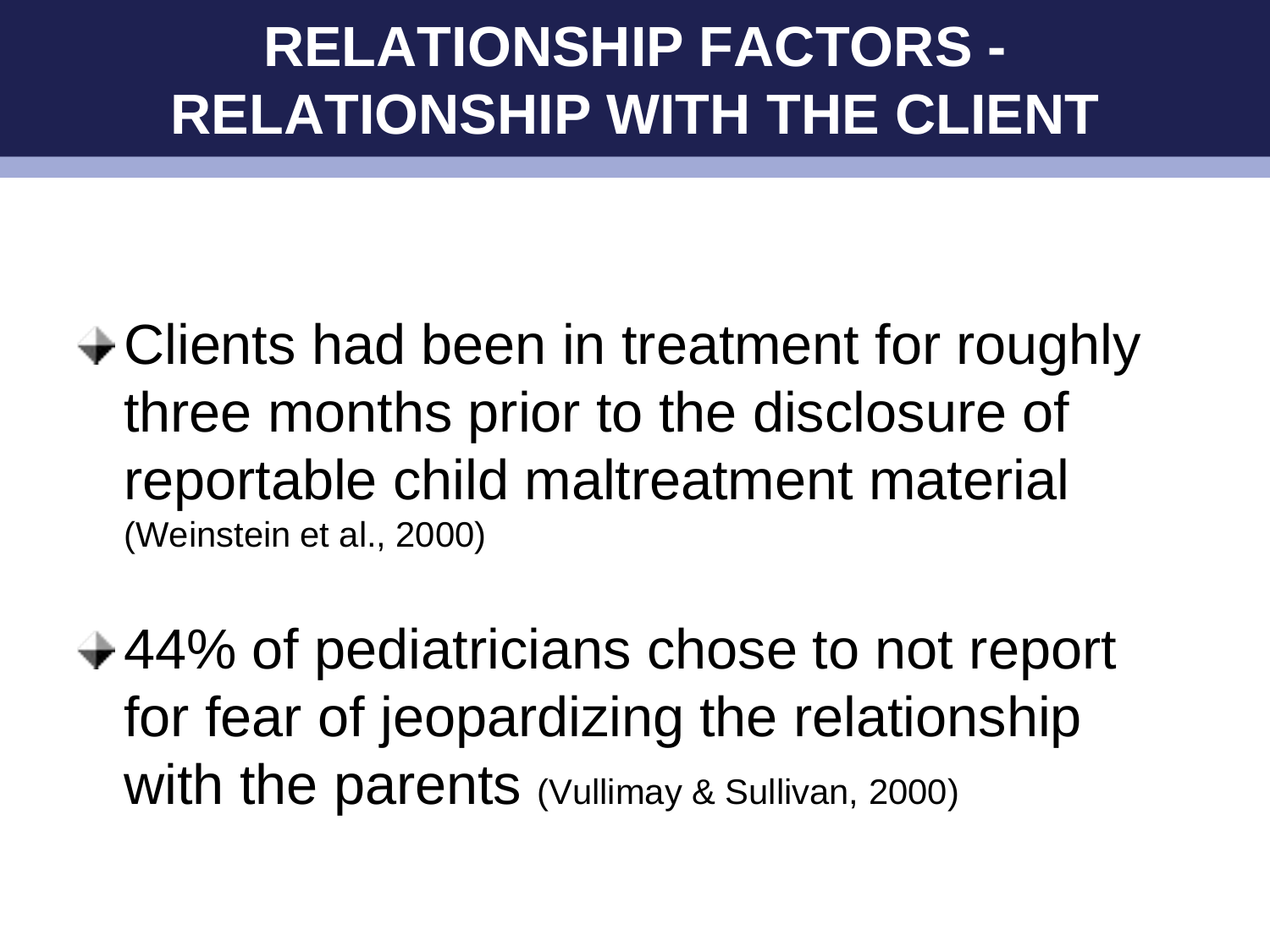# RELATIONSHIP FACTORS - RELATIONSHIP WITH THE CLIENT

- Clients had been in treatment for roughly three months prior to the disclosure of reportable child maltreatment material (Weinstein et al., 2000)
- 44% of pediatricians chose to not report for fear of jeopardizing the relationship with the parents (Vullimay & Sullivan, 2000)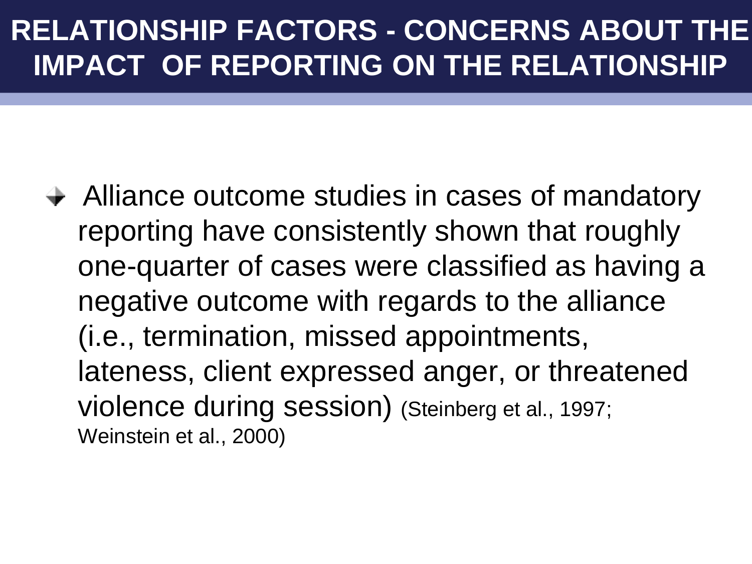# RELATIONSHIP FACTORS - CONCERNS ABOUT THE IMPACT OF REPORTING ON THE RELATIONSHIP

- Alliance outcome studies in cases of mandatory reporting have consistently shown that roughly one-quarter of cases were classified as having a negative outcome with regards to the alliance (i.e., termination, missed appointments, lateness, client expressed anger, or threatened violence during session) (Steinberg et al., 1997; Weinstein et al., 2000)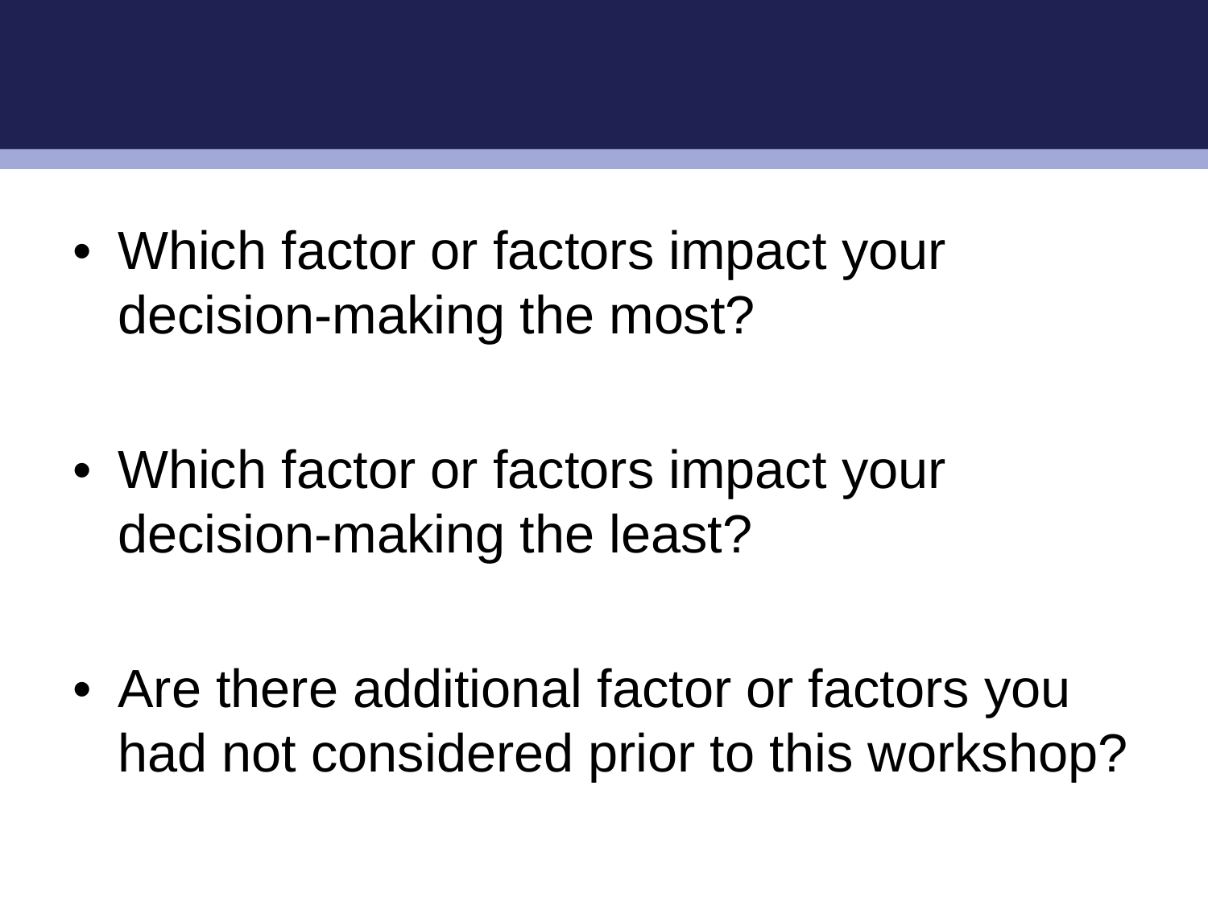- Which factor or factors impact your decision-making the most?

- Which factor or factors impact your decision-making the least?

- Are there additional factor or factors you had not considered prior to this workshop?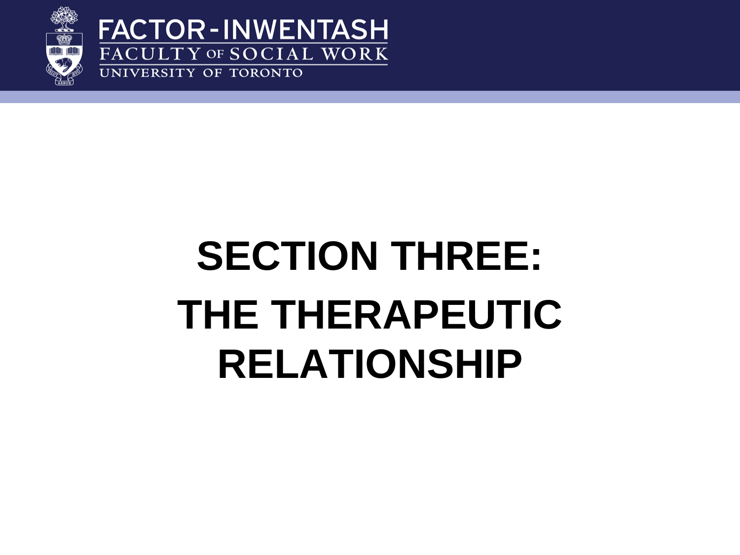# SECTION THREE: THE THERAPEUTIC RELATIONSHIP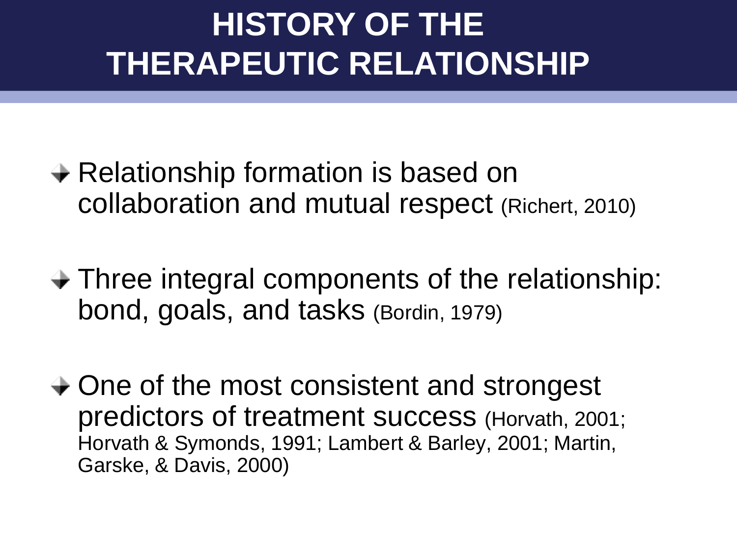# HISTORY OF THE THERAPEUTIC RELATIONSHIP

- Relationship formation is based on collaboration and mutual respect (Richert, 2010)
- Three integral components of the relationship: bond, goals, and tasks (Bordin, 1979)
- One of the most consistent and strongest predictors of treatment success (Horvath, 2001; Horvath & Symonds, 1991; Lambert & Barley, 2001; Martin, Garske, & Davis, 2000)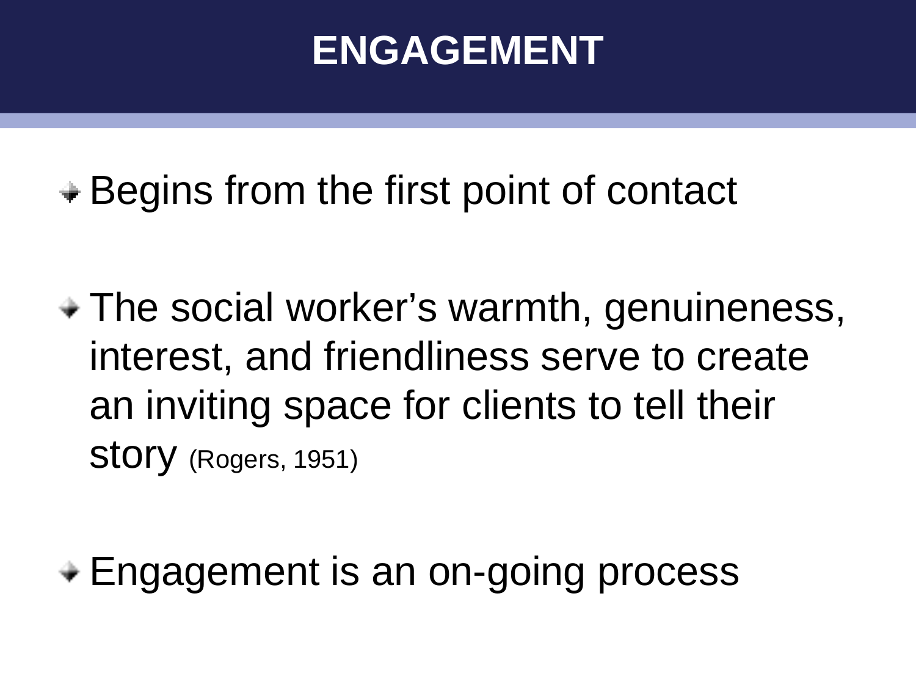# ENGAGEMENT

- Begins from the first point of contact
- The social worker's warmth, genuineness, interest, and friendliness serve to create an inviting space for clients to tell their story (Rogers, 1951)
- Engagement is an on-going process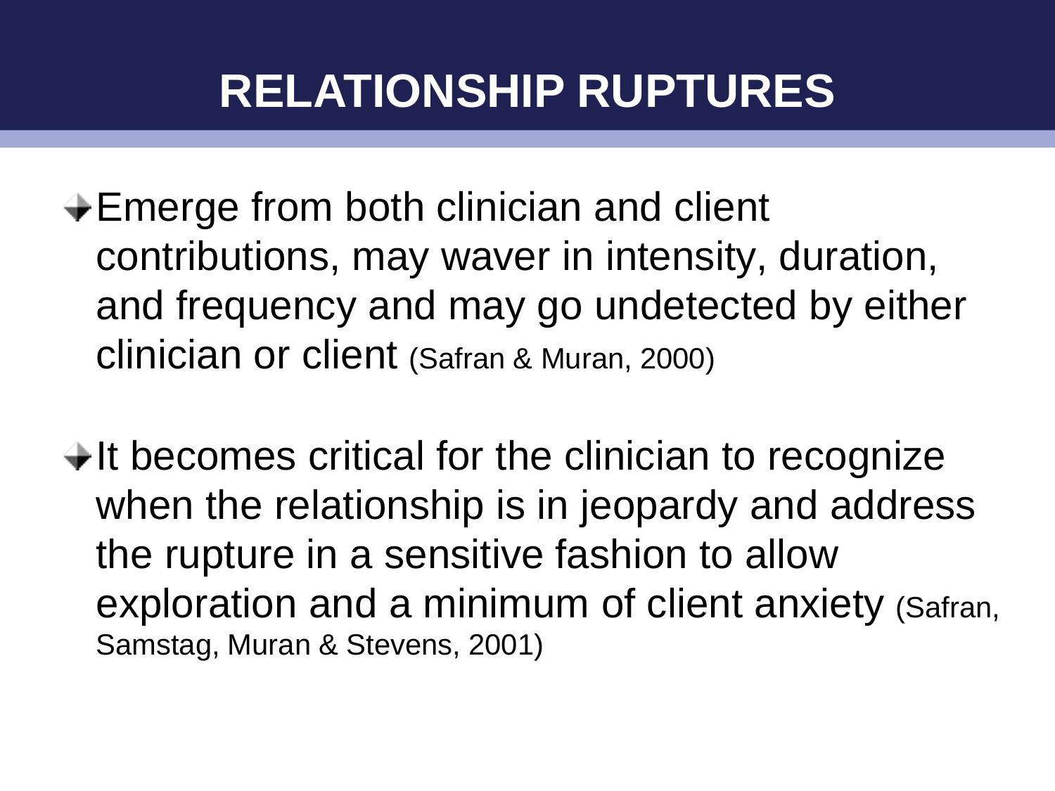# RELATIONSHIP RUPTURES

- Emerge from both clinician and client contributions, may waver in intensity, duration, and frequency and may go undetected by either clinician or client (Safran & Muran, 2000)

- It becomes critical for the clinician to recognize when the relationship is in jeopardy and address the rupture in a sensitive fashion to allow exploration and a minimum of client anxiety (Safran, Samstag, Muran & Stevens, 2001)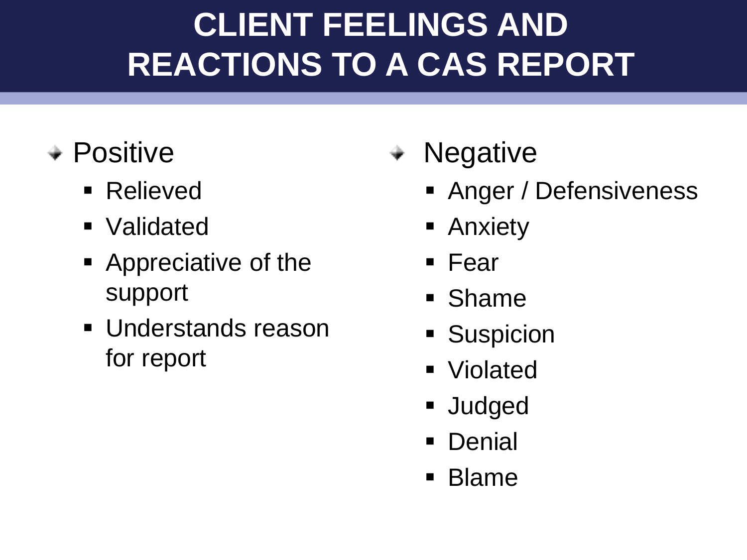# CLIENT FEELINGS AND REACTIONS TO A CAS REPORT

- Positive
  - Relieved
  - Validated
  - Appreciative of the support
  - Understands reason for report
- Negative
  - Anger / Defensiveness
  - Anxiety
  - Fear
  - Shame
  - Suspicion
  - Violated
  - Judged
  - Denial
  - Blame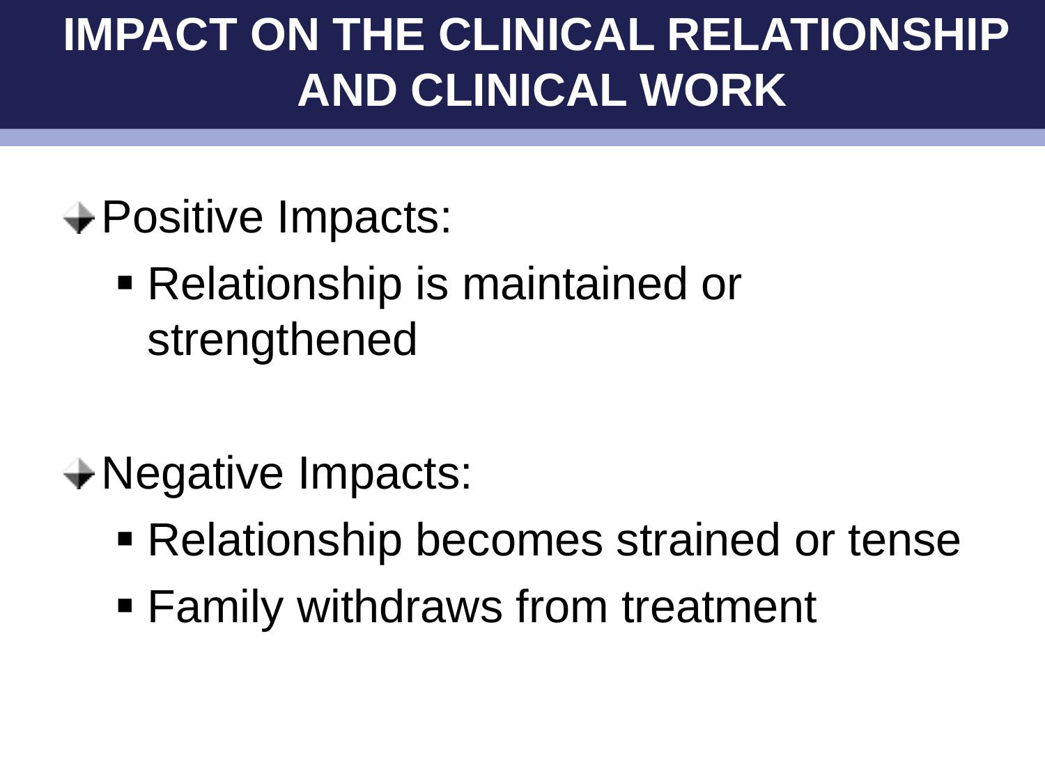# IMPACT ON THE CLINICAL RELATIONSHIP AND CLINICAL WORK

- Positive Impacts:
  - Relationship is maintained or strengthened

- Negative Impacts:
  - Relationship becomes strained or tense
  - Family withdraws from treatment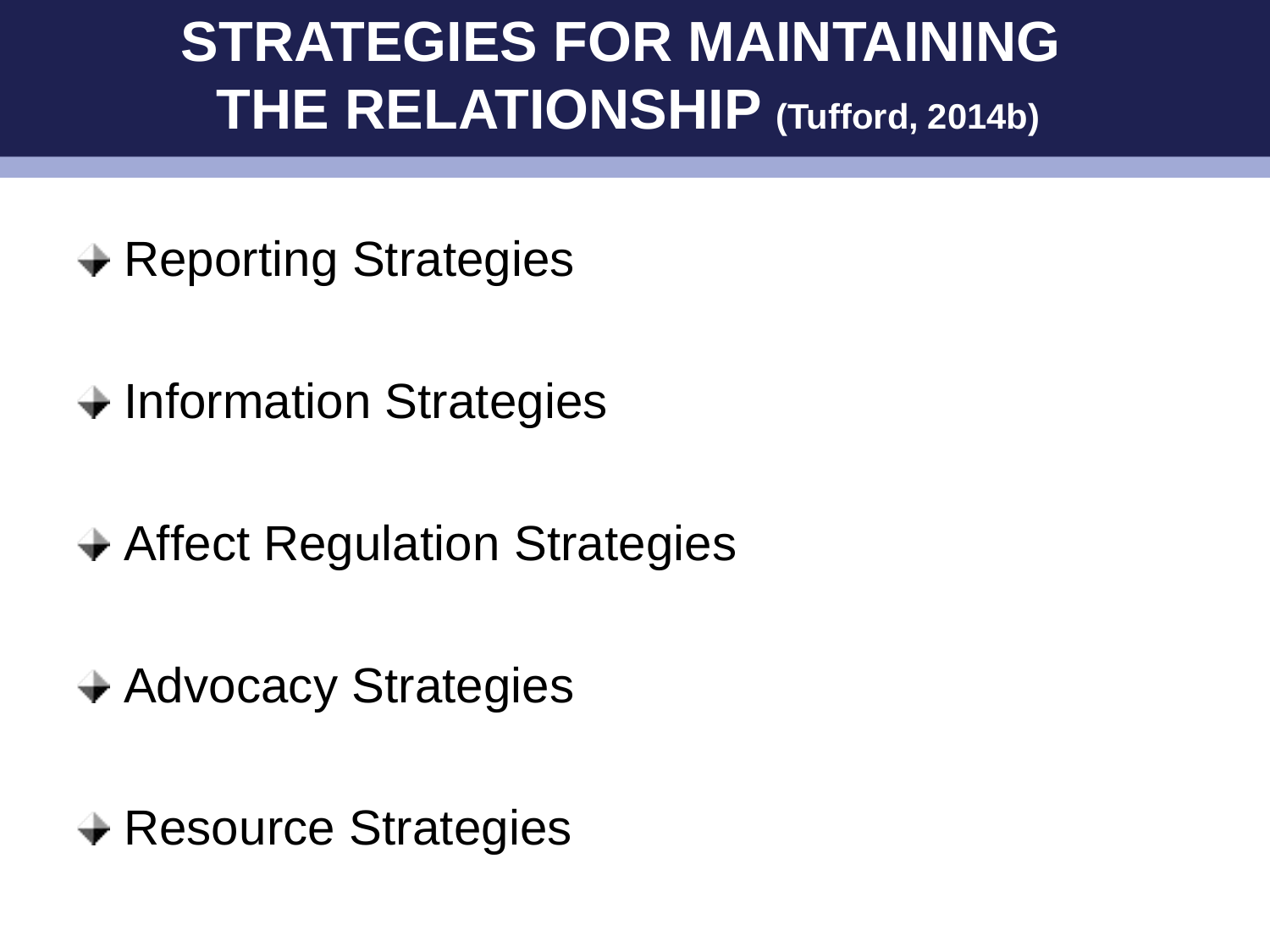# STRATEGIES FOR MAINTAINING THE RELATIONSHIP (Tufford, 2014b)

- Reporting Strategies
- Information Strategies
- Affect Regulation Strategies
- Advocacy Strategies
- Resource Strategies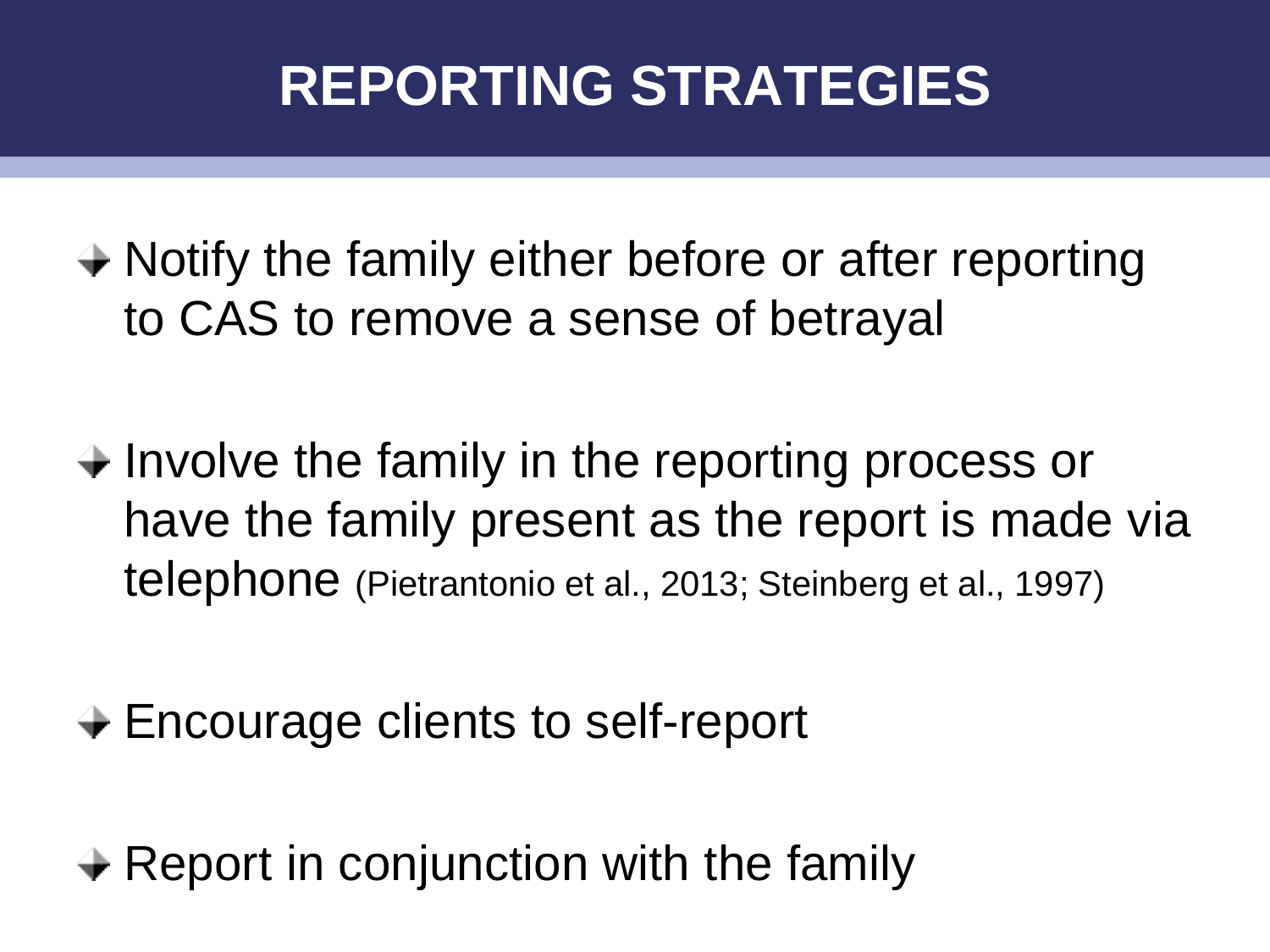# REPORTING STRATEGIES

- Notify the family either before or after reporting to CAS to remove a sense of betrayal
- Involve the family in the reporting process or have the family present as the report is made via telephone (Pietrantonio et al., 2013; Steinberg et al., 1997)
- Encourage clients to self-report
- Report in conjunction with the family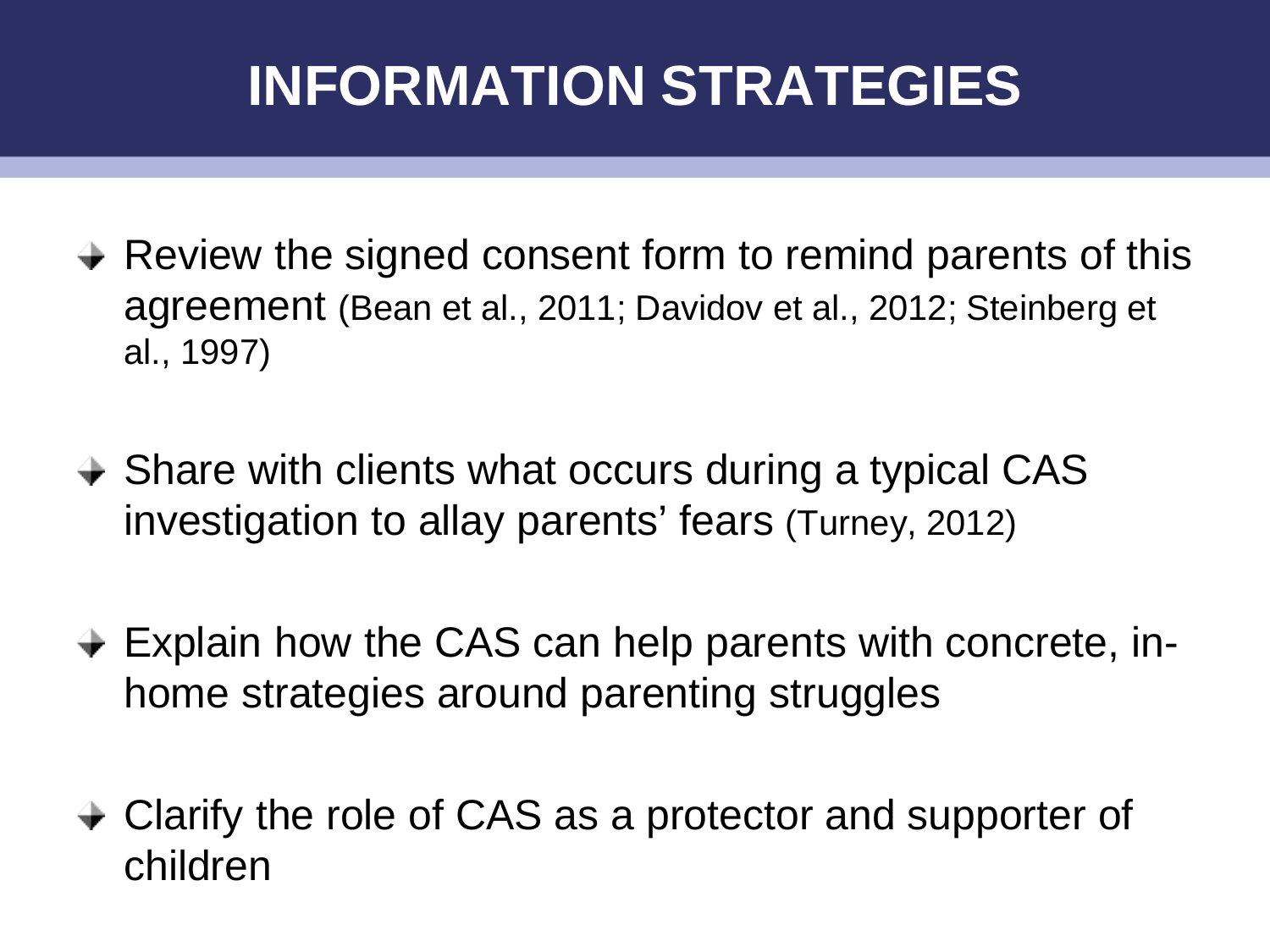# INFORMATION STRATEGIES

- Review the signed consent form to remind parents of this agreement (Bean et al., 2011; Davidov et al., 2012; Steinberg et al., 1997)
- Share with clients what occurs during a typical CAS investigation to allay parents' fears (Turney, 2012)
- Explain how the CAS can help parents with concrete, in-home strategies around parenting struggles
- Clarify the role of CAS as a protector and supporter of children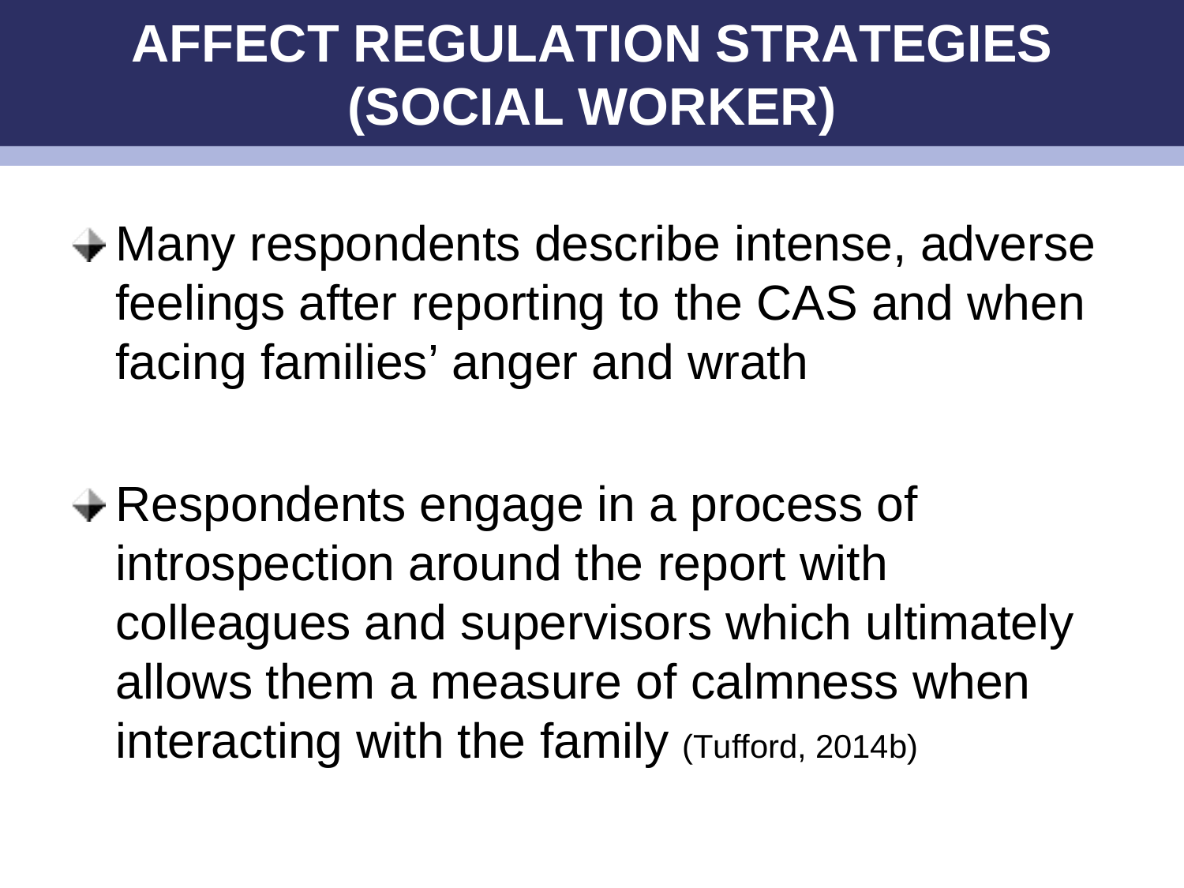# AFFECT REGULATION STRATEGIES (SOCIAL WORKER)

- Many respondents describe intense, adverse feelings after reporting to the CAS and when facing families' anger and wrath

- Respondents engage in a process of introspection around the report with colleagues and supervisors which ultimately allows them a measure of calmness when interacting with the family (Tufford, 2014b)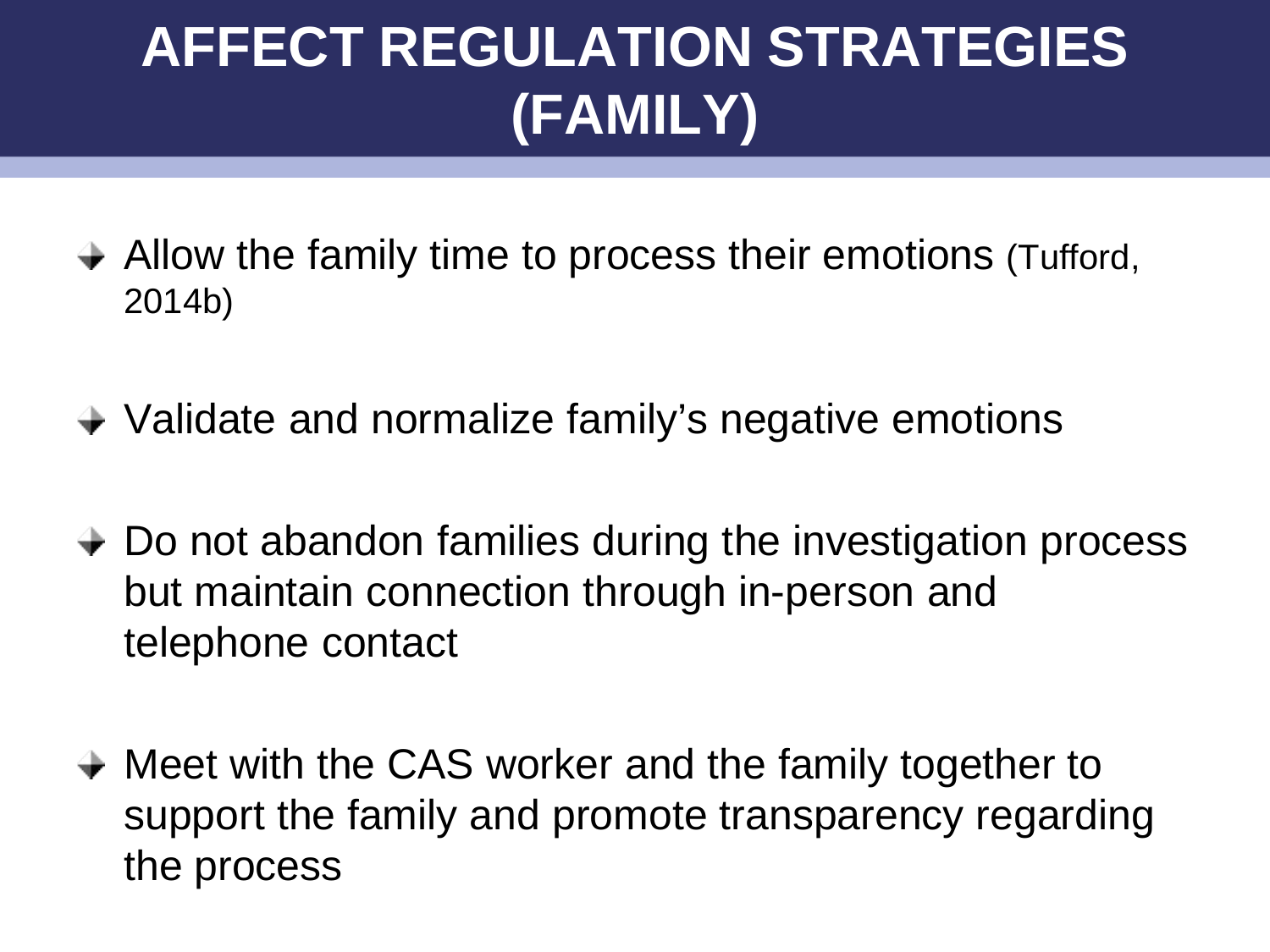# AFFECT REGULATION STRATEGIES (FAMILY)

- Allow the family time to process their emotions (Tufford, 2014b)
- Validate and normalize family's negative emotions
- Do not abandon families during the investigation process but maintain connection through in-person and telephone contact
- Meet with the CAS worker and the family together to support the family and promote transparency regarding the process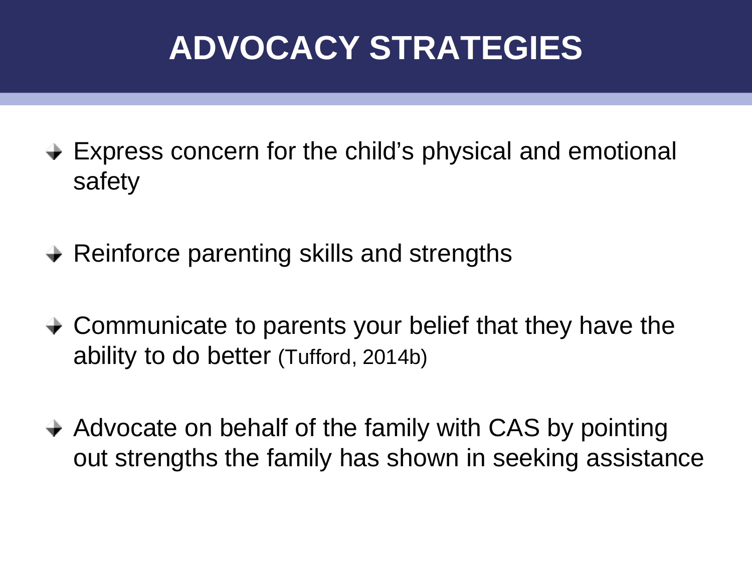# ADVOCACY STRATEGIES

- Express concern for the child's physical and emotional safety
- Reinforce parenting skills and strengths
- Communicate to parents your belief that they have the ability to do better (Tufford, 2014b)
- Advocate on behalf of the family with CAS by pointing out strengths the family has shown in seeking assistance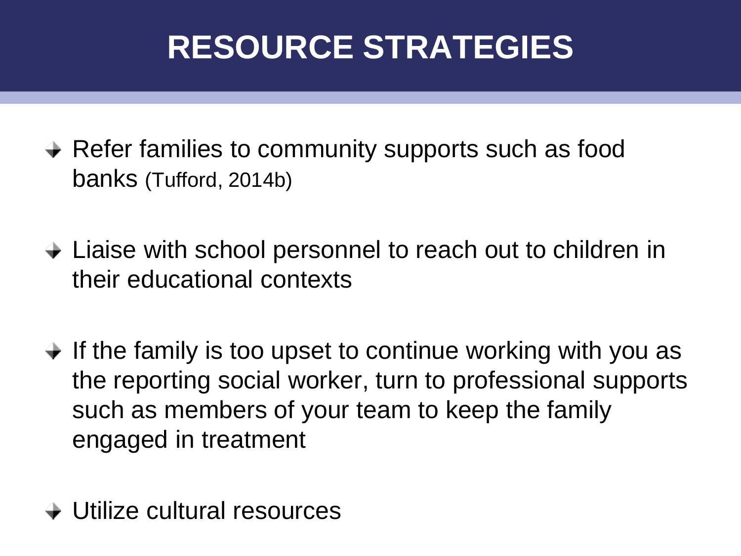# RESOURCE STRATEGIES

- Refer families to community supports such as food banks (Tufford, 2014b)
- Liaise with school personnel to reach out to children in their educational contexts
- If the family is too upset to continue working with you as the reporting social worker, turn to professional supports such as members of your team to keep the family engaged in treatment
- Utilize cultural resources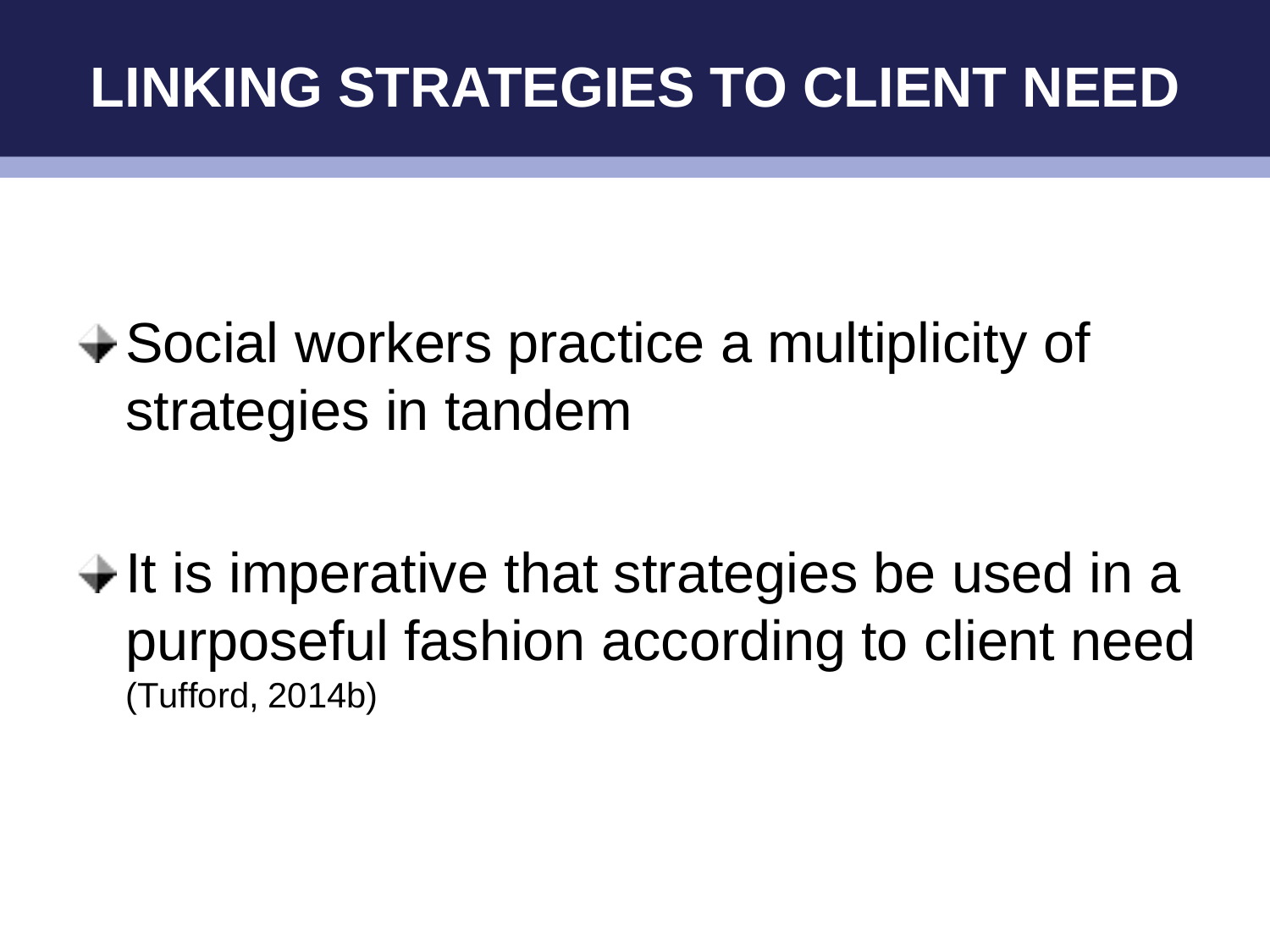# LINKING STRATEGIES TO CLIENT NEED

- Social workers practice a multiplicity of strategies in tandem
- It is imperative that strategies be used in a purposeful fashion according to client need (Tufford, 2014b)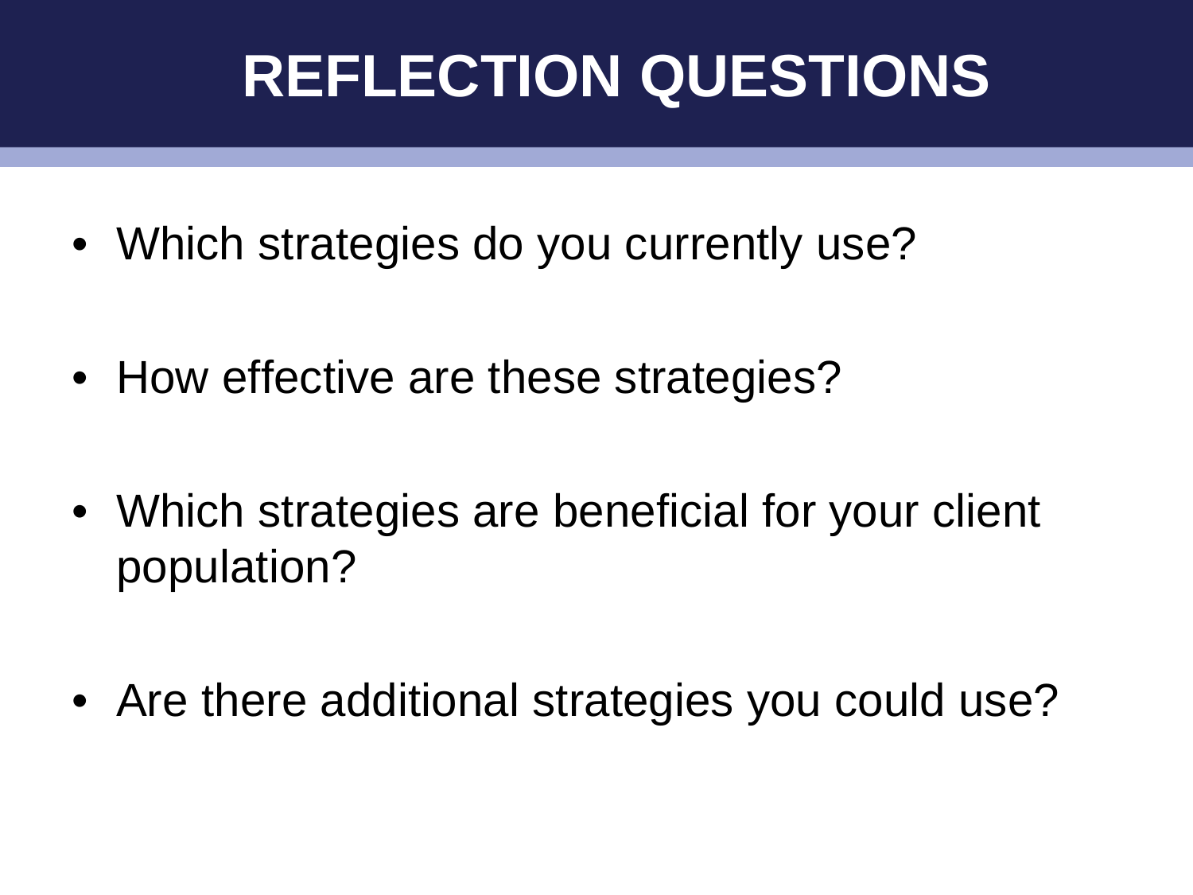# REFLECTION QUESTIONS

- Which strategies do you currently use?
- How effective are these strategies?
- Which strategies are beneficial for your client population?
- Are there additional strategies you could use?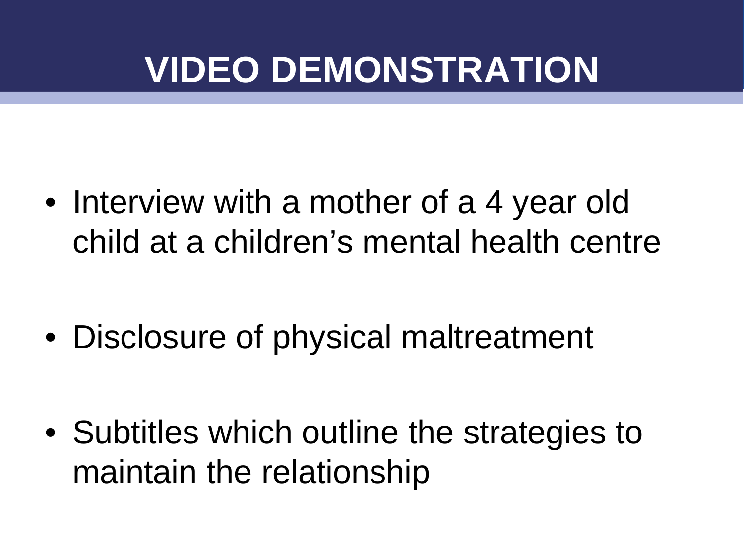# VIDEO DEMONSTRATION

- Interview with a mother of a 4 year old child at a children's mental health centre
- Disclosure of physical maltreatment
- Subtitles which outline the strategies to maintain the relationship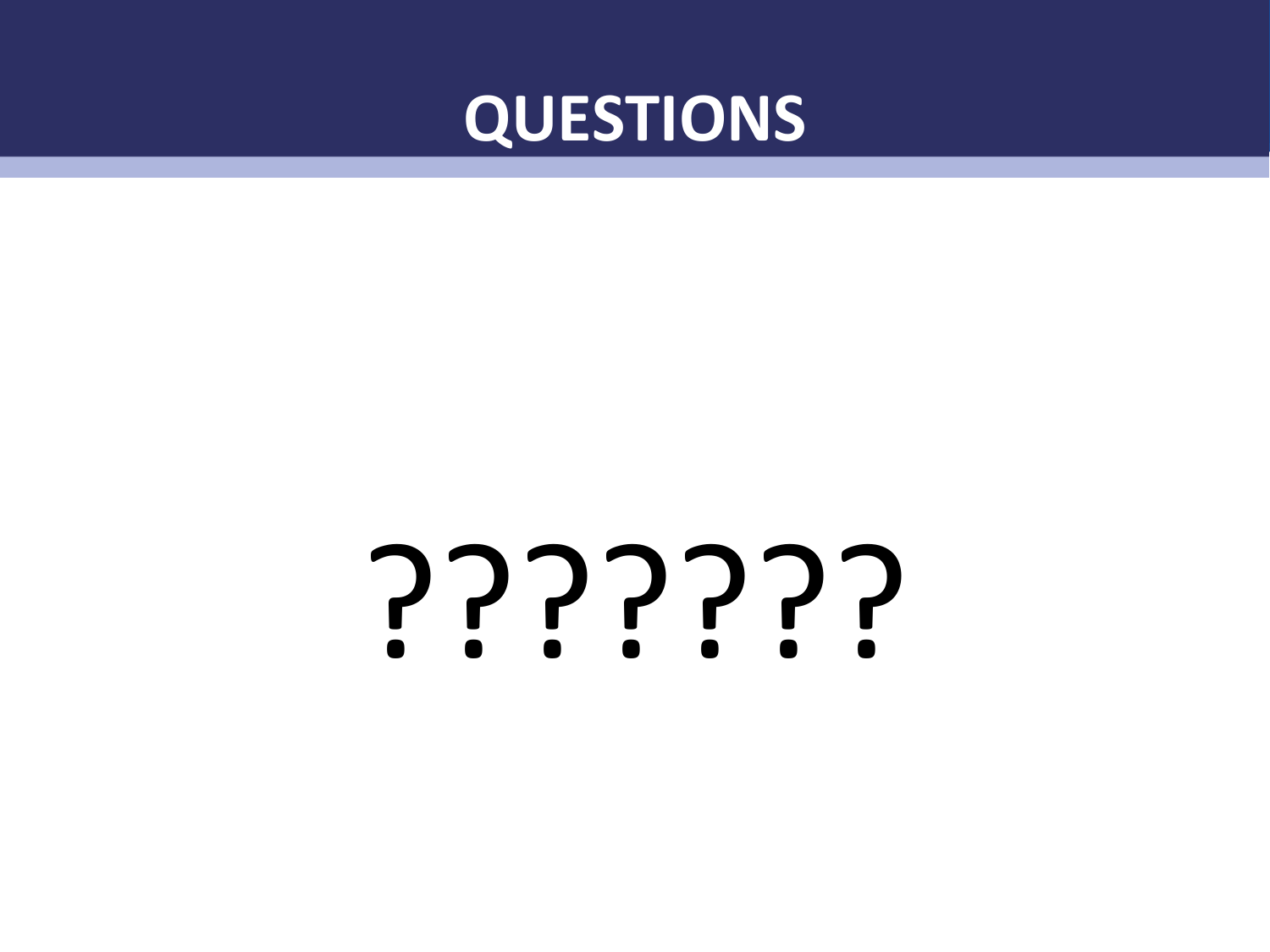# QUESTIONS

???????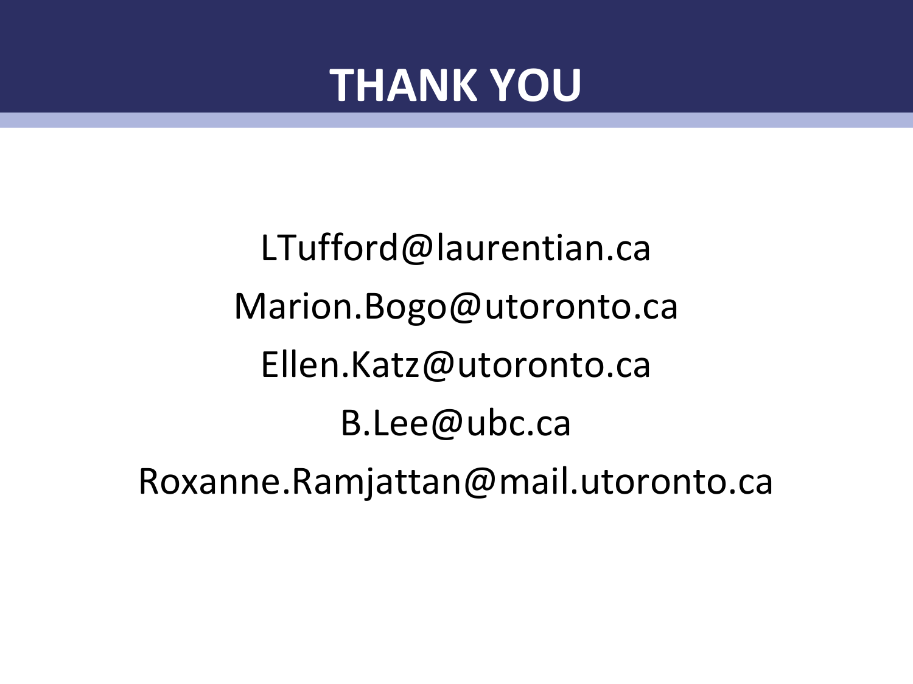# THANK YOU

LTufford@laurentian.ca

Marion.Bogo@utoronto.ca

Ellen.Katz@utoronto.ca

B.Lee@ubc.ca

Roxanne.Ramjattan@mail.utoronto.ca